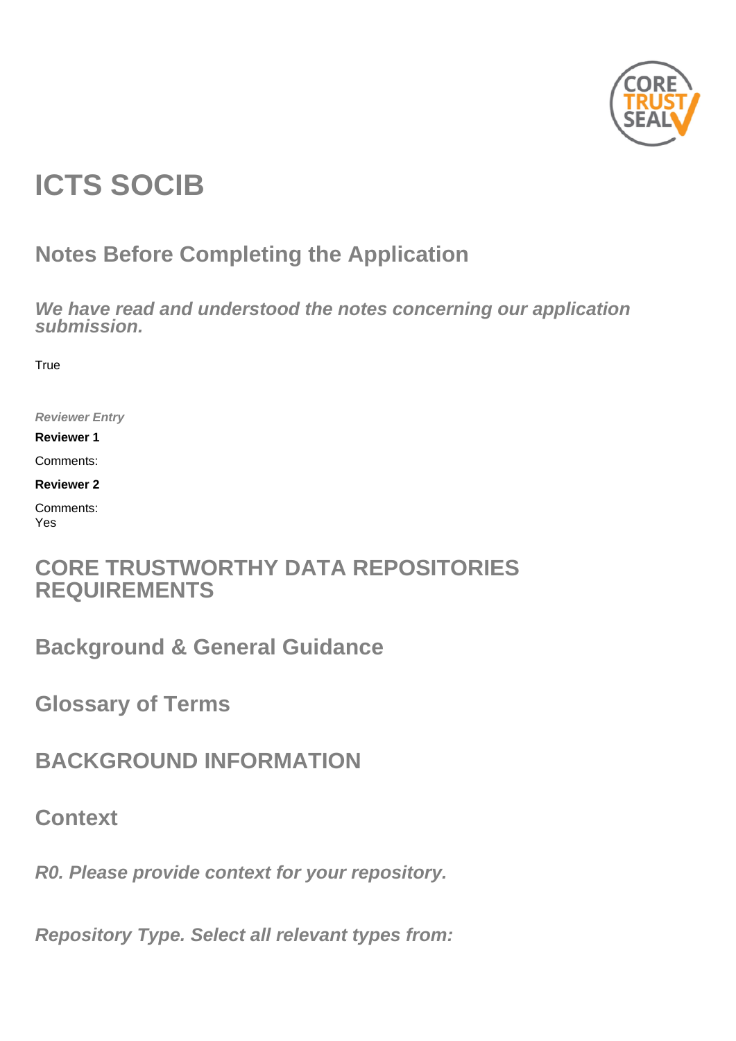# ICTS SOCIB

## Notes Before Completing the Application

### *We have read and understood the notes concerning our application submission.*

True

*Reviewer Entry*

**Reviewer 1**

Comments:

**Reviewer 2**

Comments:
Yes

## CORE TRUSTWORTHY DATA REPOSITORIES REQUIREMENTS

## Background & General Guidance

## Glossary of Terms

## BACKGROUND INFORMATION

## Context

### *R0. Please provide context for your repository.*

### *Repository Type. Select all relevant types from:*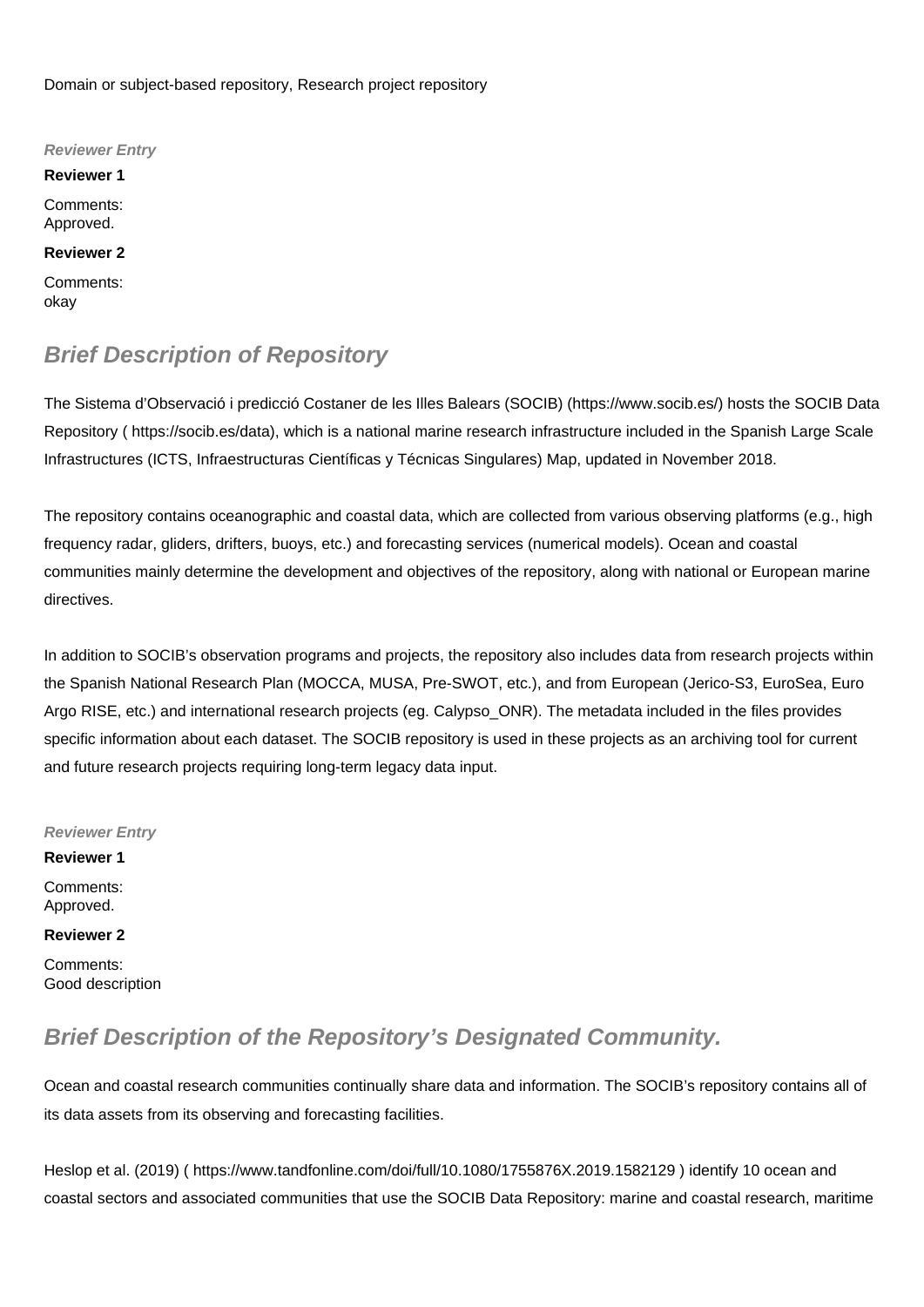Domain or subject-based repository, Research project repository

*Reviewer Entry*

**Reviewer 1**

Comments:
Approved.

**Reviewer 2**

Comments:
okay

## Brief Description of Repository

The Sistema d'Observació i predicció Costaner de les Illes Balears (SOCIB) (https://www.socib.es/) hosts the SOCIB Data Repository ( https://socib.es/data), which is a national marine research infrastructure included in the Spanish Large Scale Infrastructures (ICTS, Infraestructuras Científicas y Técnicas Singulares) Map, updated in November 2018.

The repository contains oceanographic and coastal data, which are collected from various observing platforms (e.g., high frequency radar, gliders, drifters, buoys, etc.) and forecasting services (numerical models). Ocean and coastal communities mainly determine the development and objectives of the repository, along with national or European marine directives.

In addition to SOCIB's observation programs and projects, the repository also includes data from research projects within the Spanish National Research Plan (MOCCA, MUSA, Pre-SWOT, etc.), and from European (Jerico-S3, EuroSea, Euro Argo RISE, etc.) and international research projects (eg. Calypso_ONR). The metadata included in the files provides specific information about each dataset. The SOCIB repository is used in these projects as an archiving tool for current and future research projects requiring long-term legacy data input.

*Reviewer Entry*

**Reviewer 1**

Comments:
Approved.

**Reviewer 2**

Comments:
Good description

## Brief Description of the Repository's Designated Community.

Ocean and coastal research communities continually share data and information. The SOCIB's repository contains all of its data assets from its observing and forecasting facilities.

Heslop et al. (2019) ( https://www.tandfonline.com/doi/full/10.1080/1755876X.2019.1582129 ) identify 10 ocean and coastal sectors and associated communities that use the SOCIB Data Repository: marine and coastal research, maritime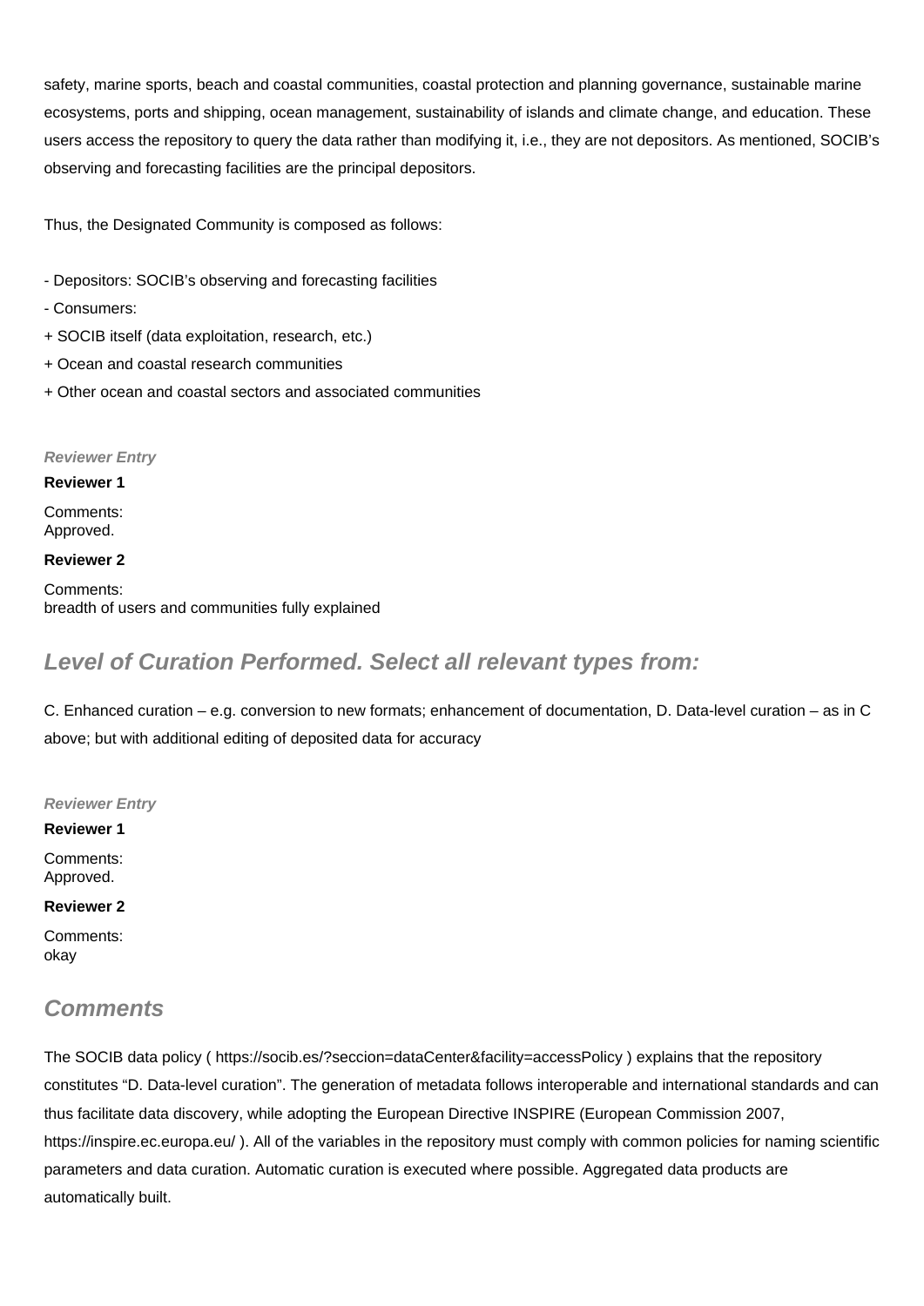safety, marine sports, beach and coastal communities, coastal protection and planning governance, sustainable marine ecosystems, ports and shipping, ocean management, sustainability of islands and climate change, and education. These users access the repository to query the data rather than modifying it, i.e., they are not depositors. As mentioned, SOCIB's observing and forecasting facilities are the principal depositors.

Thus, the Designated Community is composed as follows:

- Depositors: SOCIB's observing and forecasting facilities
- Consumers:
+ SOCIB itself (data exploitation, research, etc.)
+ Ocean and coastal research communities
+ Other ocean and coastal sectors and associated communities

*Reviewer Entry*

**Reviewer 1**

Comments:
Approved.

**Reviewer 2**

Comments:
breadth of users and communities fully explained

## *Level of Curation Performed. Select all relevant types from:*

C. Enhanced curation – e.g. conversion to new formats; enhancement of documentation, D. Data-level curation – as in C above; but with additional editing of deposited data for accuracy

*Reviewer Entry*

**Reviewer 1**

Comments:
Approved.

**Reviewer 2**

Comments:
okay

## *Comments*

The SOCIB data policy ( https://socib.es/?seccion=dataCenter&facility=accessPolicy ) explains that the repository constitutes "D. Data-level curation". The generation of metadata follows interoperable and international standards and can thus facilitate data discovery, while adopting the European Directive INSPIRE (European Commission 2007, https://inspire.ec.europa.eu/ ). All of the variables in the repository must comply with common policies for naming scientific parameters and data curation. Automatic curation is executed where possible. Aggregated data products are automatically built.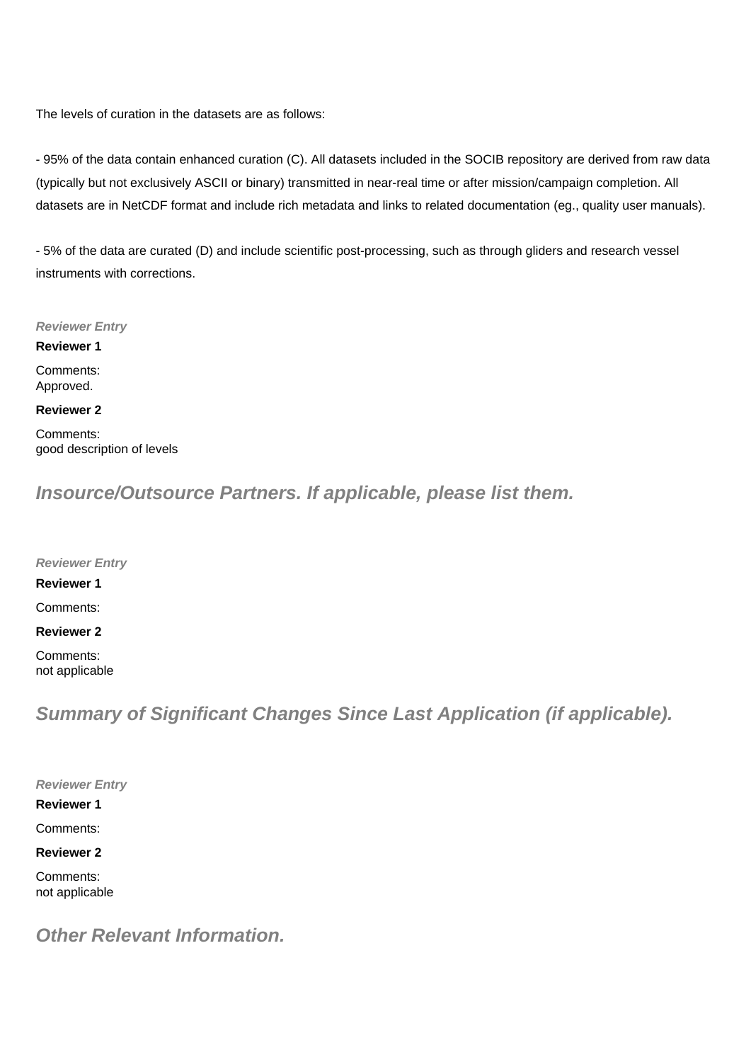The levels of curation in the datasets are as follows:

- 95% of the data contain enhanced curation (C). All datasets included in the SOCIB repository are derived from raw data (typically but not exclusively ASCII or binary) transmitted in near-real time or after mission/campaign completion. All datasets are in NetCDF format and include rich metadata and links to related documentation (eg., quality user manuals).

- 5% of the data are curated (D) and include scientific post-processing, such as through gliders and research vessel instruments with corrections.

***Reviewer Entry***

**Reviewer 1**

Comments:
Approved.

**Reviewer 2**

Comments:
good description of levels

## *Insource/Outsource Partners. If applicable, please list them.*

***Reviewer Entry***

**Reviewer 1**

Comments:

**Reviewer 2**

Comments:
not applicable

## *Summary of Significant Changes Since Last Application (if applicable).*

***Reviewer Entry***

**Reviewer 1**

Comments:

**Reviewer 2**

Comments:
not applicable

## *Other Relevant Information.*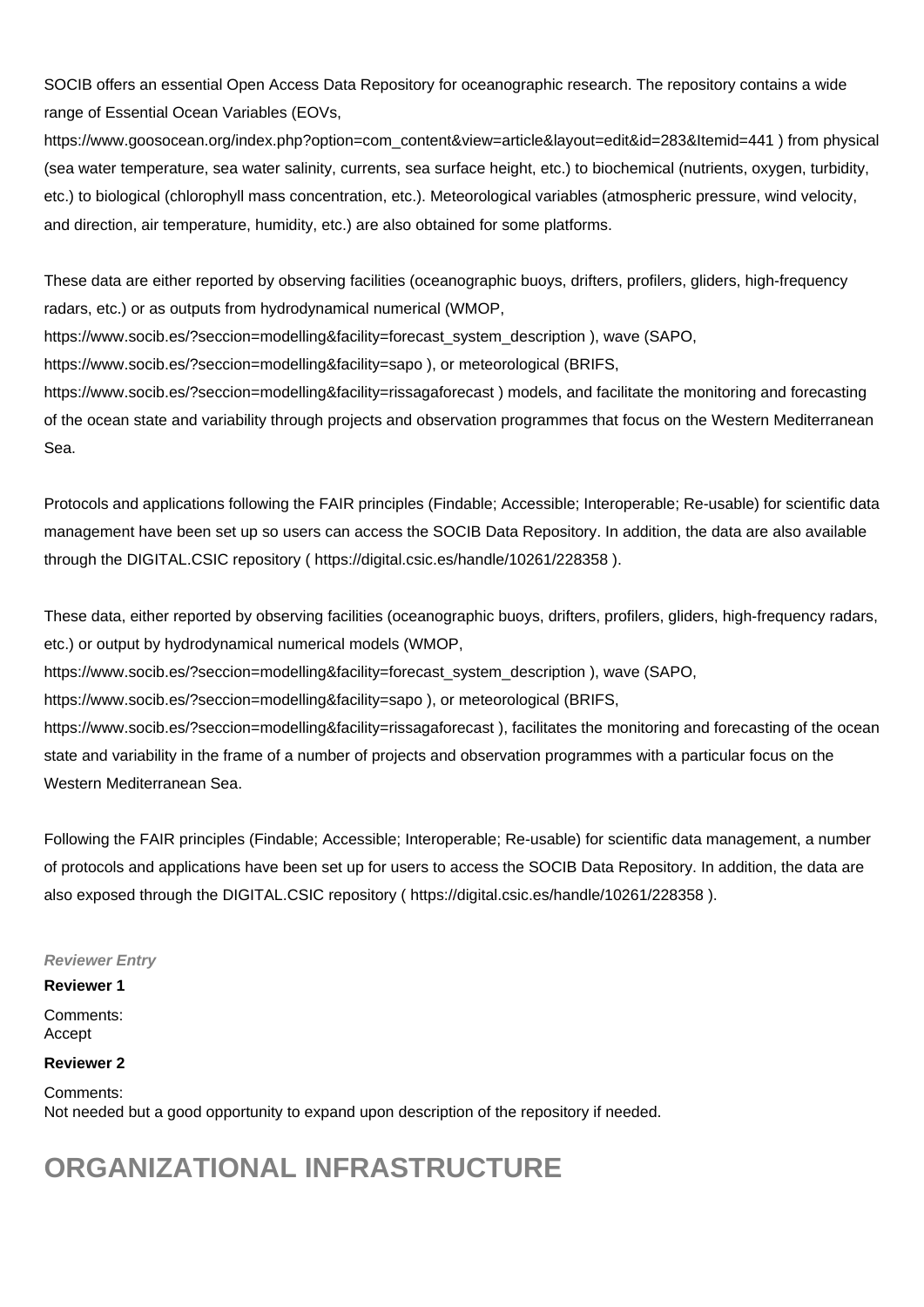SOCIB offers an essential Open Access Data Repository for oceanographic research. The repository contains a wide range of Essential Ocean Variables (EOVs, https://www.goosocean.org/index.php?option=com_content&view=article&layout=edit&id=283&Itemid=441 ) from physical (sea water temperature, sea water salinity, currents, sea surface height, etc.) to biochemical (nutrients, oxygen, turbidity, etc.) to biological (chlorophyll mass concentration, etc.). Meteorological variables (atmospheric pressure, wind velocity, and direction, air temperature, humidity, etc.) are also obtained for some platforms.

These data are either reported by observing facilities (oceanographic buoys, drifters, profilers, gliders, high-frequency radars, etc.) or as outputs from hydrodynamical numerical (WMOP, https://www.socib.es/?seccion=modelling&facility=forecast_system_description ), wave (SAPO, https://www.socib.es/?seccion=modelling&facility=sapo ), or meteorological (BRIFS, https://www.socib.es/?seccion=modelling&facility=rissagaforecast ) models, and facilitate the monitoring and forecasting of the ocean state and variability through projects and observation programmes that focus on the Western Mediterranean Sea.

Protocols and applications following the FAIR principles (Findable; Accessible; Interoperable; Re-usable) for scientific data management have been set up so users can access the SOCIB Data Repository. In addition, the data are also available through the DIGITAL.CSIC repository ( https://digital.csic.es/handle/10261/228358 ).

These data, either reported by observing facilities (oceanographic buoys, drifters, profilers, gliders, high-frequency radars, etc.) or output by hydrodynamical numerical models (WMOP, https://www.socib.es/?seccion=modelling&facility=forecast_system_description ), wave (SAPO, https://www.socib.es/?seccion=modelling&facility=sapo ), or meteorological (BRIFS, https://www.socib.es/?seccion=modelling&facility=rissagaforecast ), facilitates the monitoring and forecasting of the ocean state and variability in the frame of a number of projects and observation programmes with a particular focus on the Western Mediterranean Sea.

Following the FAIR principles (Findable; Accessible; Interoperable; Re-usable) for scientific data management, a number of protocols and applications have been set up for users to access the SOCIB Data Repository. In addition, the data are also exposed through the DIGITAL.CSIC repository ( https://digital.csic.es/handle/10261/228358 ).

***Reviewer Entry***

**Reviewer 1**

Comments:
Accept

**Reviewer 2**

Comments:
Not needed but a good opportunity to expand upon description of the repository if needed.

# ORGANIZATIONAL INFRASTRUCTURE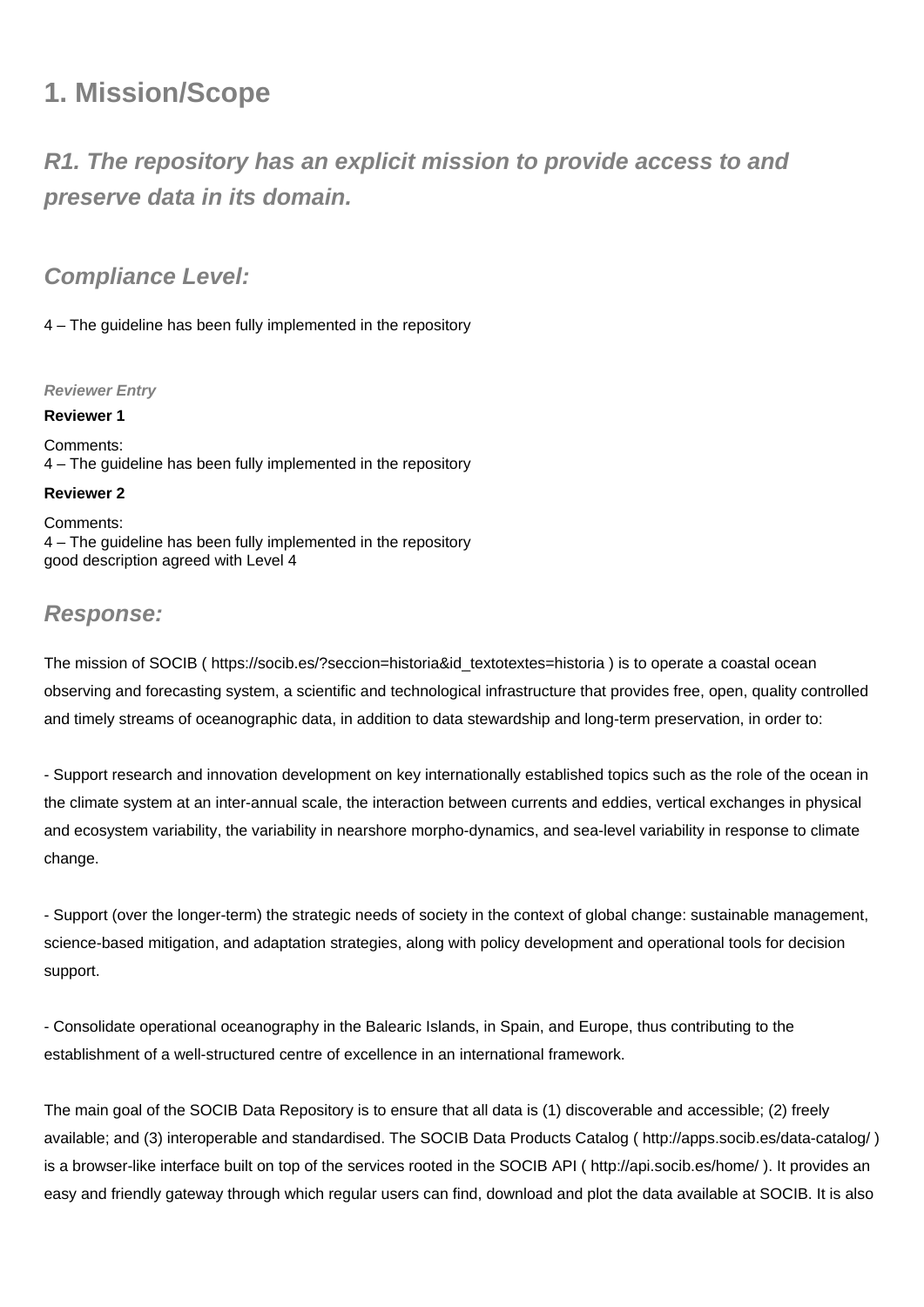# 1. Mission/Scope

## R1. The repository has an explicit mission to provide access to and preserve data in its domain.

### Compliance Level:

4 – The guideline has been fully implemented in the repository

*Reviewer Entry*

**Reviewer 1**

Comments:
4 – The guideline has been fully implemented in the repository

**Reviewer 2**

Comments:
4 – The guideline has been fully implemented in the repository
good description agreed with Level 4

### Response:

The mission of SOCIB ( https://socib.es/?seccion=historia&id_textotextes=historia ) is to operate a coastal ocean observing and forecasting system, a scientific and technological infrastructure that provides free, open, quality controlled and timely streams of oceanographic data, in addition to data stewardship and long-term preservation, in order to:

- Support research and innovation development on key internationally established topics such as the role of the ocean in the climate system at an inter-annual scale, the interaction between currents and eddies, vertical exchanges in physical and ecosystem variability, the variability in nearshore morpho-dynamics, and sea-level variability in response to climate change.

- Support (over the longer-term) the strategic needs of society in the context of global change: sustainable management, science-based mitigation, and adaptation strategies, along with policy development and operational tools for decision support.

- Consolidate operational oceanography in the Balearic Islands, in Spain, and Europe, thus contributing to the establishment of a well-structured centre of excellence in an international framework.

The main goal of the SOCIB Data Repository is to ensure that all data is (1) discoverable and accessible; (2) freely available; and (3) interoperable and standardised. The SOCIB Data Products Catalog ( http://apps.socib.es/data-catalog/ ) is a browser-like interface built on top of the services rooted in the SOCIB API ( http://api.socib.es/home/ ). It provides an easy and friendly gateway through which regular users can find, download and plot the data available at SOCIB. It is also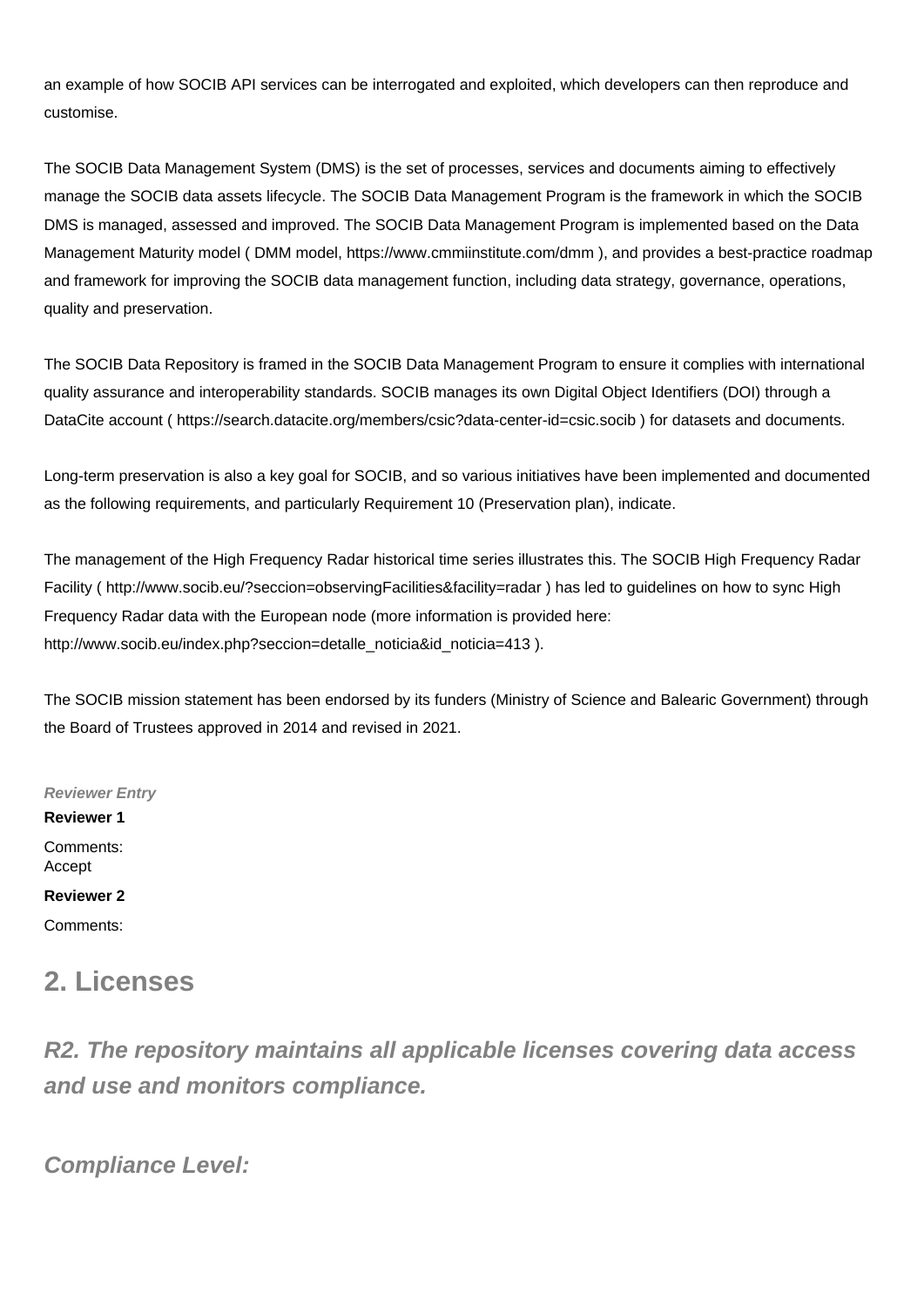an example of how SOCIB API services can be interrogated and exploited, which developers can then reproduce and customise.

The SOCIB Data Management System (DMS) is the set of processes, services and documents aiming to effectively manage the SOCIB data assets lifecycle. The SOCIB Data Management Program is the framework in which the SOCIB DMS is managed, assessed and improved. The SOCIB Data Management Program is implemented based on the Data Management Maturity model ( DMM model, https://www.cmmiinstitute.com/dmm ), and provides a best-practice roadmap and framework for improving the SOCIB data management function, including data strategy, governance, operations, quality and preservation.

The SOCIB Data Repository is framed in the SOCIB Data Management Program to ensure it complies with international quality assurance and interoperability standards. SOCIB manages its own Digital Object Identifiers (DOI) through a DataCite account ( https://search.datacite.org/members/csic?data-center-id=csic.socib ) for datasets and documents.

Long-term preservation is also a key goal for SOCIB, and so various initiatives have been implemented and documented as the following requirements, and particularly Requirement 10 (Preservation plan), indicate.

The management of the High Frequency Radar historical time series illustrates this. The SOCIB High Frequency Radar Facility ( http://www.socib.eu/?seccion=observingFacilities&facility=radar ) has led to guidelines on how to sync High Frequency Radar data with the European node (more information is provided here: http://www.socib.eu/index.php?seccion=detalle_noticia&id_noticia=413 ).

The SOCIB mission statement has been endorsed by its funders (Ministry of Science and Balearic Government) through the Board of Trustees approved in 2014 and revised in 2021.

***Reviewer Entry***

**Reviewer 1**

Comments:
Accept

**Reviewer 2**

Comments:

## 2. Licenses

### *R2. The repository maintains all applicable licenses covering data access and use and monitors compliance.*

### *Compliance Level:*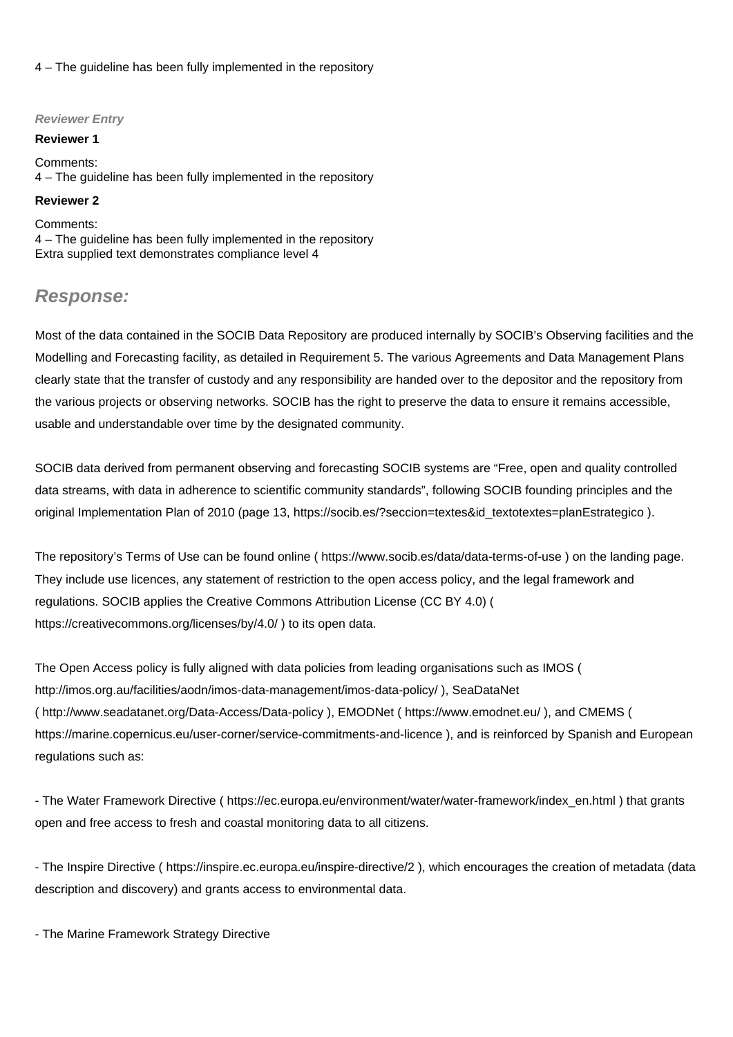4 – The guideline has been fully implemented in the repository

***Reviewer Entry***

**Reviewer 1**

Comments:
4 – The guideline has been fully implemented in the repository

**Reviewer 2**

Comments:
4 – The guideline has been fully implemented in the repository
Extra supplied text demonstrates compliance level 4

## *Response:*

Most of the data contained in the SOCIB Data Repository are produced internally by SOCIB's Observing facilities and the Modelling and Forecasting facility, as detailed in Requirement 5. The various Agreements and Data Management Plans clearly state that the transfer of custody and any responsibility are handed over to the depositor and the repository from the various projects or observing networks. SOCIB has the right to preserve the data to ensure it remains accessible, usable and understandable over time by the designated community.

SOCIB data derived from permanent observing and forecasting SOCIB systems are "Free, open and quality controlled data streams, with data in adherence to scientific community standards", following SOCIB founding principles and the original Implementation Plan of 2010 (page 13, https://socib.es/?seccion=textes&id_textotextes=planEstrategico ).

The repository's Terms of Use can be found online ( https://www.socib.es/data/data-terms-of-use ) on the landing page. They include use licences, any statement of restriction to the open access policy, and the legal framework and regulations. SOCIB applies the Creative Commons Attribution License (CC BY 4.0) ( https://creativecommons.org/licenses/by/4.0/ ) to its open data.

The Open Access policy is fully aligned with data policies from leading organisations such as IMOS ( http://imos.org.au/facilities/aodn/imos-data-management/imos-data-policy/ ), SeaDataNet ( http://www.seadatanet.org/Data-Access/Data-policy ), EMODNet ( https://www.emodnet.eu/ ), and CMEMS ( https://marine.copernicus.eu/user-corner/service-commitments-and-licence ), and is reinforced by Spanish and European regulations such as:

- The Water Framework Directive ( https://ec.europa.eu/environment/water/water-framework/index_en.html ) that grants open and free access to fresh and coastal monitoring data to all citizens.

- The Inspire Directive ( https://inspire.ec.europa.eu/inspire-directive/2 ), which encourages the creation of metadata (data description and discovery) and grants access to environmental data.

- The Marine Framework Strategy Directive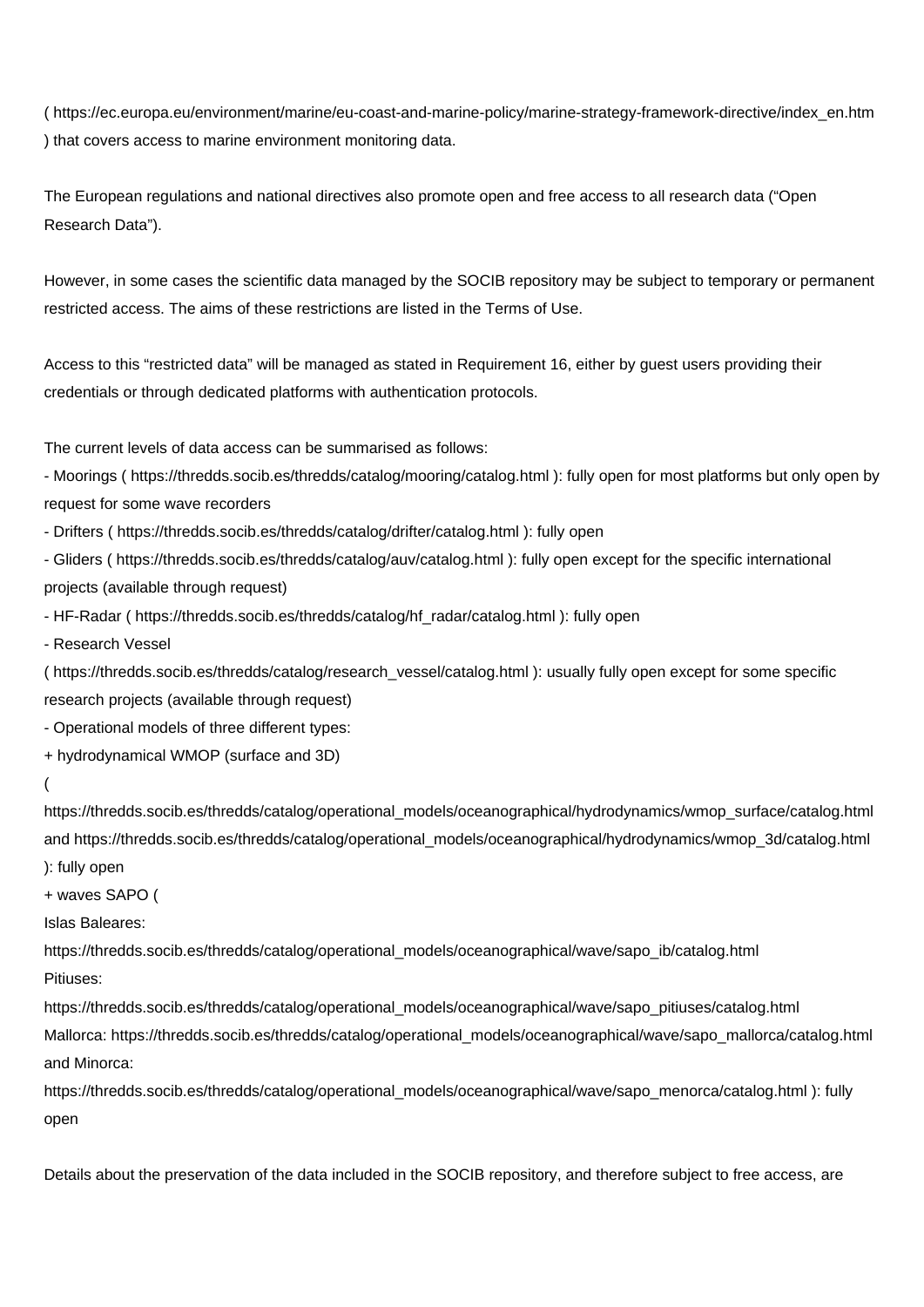( https://ec.europa.eu/environment/marine/eu-coast-and-marine-policy/marine-strategy-framework-directive/index_en.htm ) that covers access to marine environment monitoring data.

The European regulations and national directives also promote open and free access to all research data ("Open Research Data").

However, in some cases the scientific data managed by the SOCIB repository may be subject to temporary or permanent restricted access. The aims of these restrictions are listed in the Terms of Use.

Access to this "restricted data" will be managed as stated in Requirement 16, either by guest users providing their credentials or through dedicated platforms with authentication protocols.

The current levels of data access can be summarised as follows:

- Moorings ( https://thredds.socib.es/thredds/catalog/mooring/catalog.html ): fully open for most platforms but only open by request for some wave recorders
- Drifters ( https://thredds.socib.es/thredds/catalog/drifter/catalog.html ): fully open
- Gliders ( https://thredds.socib.es/thredds/catalog/auv/catalog.html ): fully open except for the specific international projects (available through request)
- HF-Radar ( https://thredds.socib.es/thredds/catalog/hf_radar/catalog.html ): fully open
- Research Vessel ( https://thredds.socib.es/thredds/catalog/research_vessel/catalog.html ): usually fully open except for some specific research projects (available through request)
- Operational models of three different types:

+ hydrodynamical WMOP (surface and 3D) ( https://thredds.socib.es/thredds/catalog/operational_models/oceanographical/hydrodynamics/wmop_surface/catalog.html and https://thredds.socib.es/thredds/catalog/operational_models/oceanographical/hydrodynamics/wmop_3d/catalog.html ): fully open

+ waves SAPO (
Islas Baleares:
https://thredds.socib.es/thredds/catalog/operational_models/oceanographical/wave/sapo_ib/catalog.html
Pitiuses:
https://thredds.socib.es/thredds/catalog/operational_models/oceanographical/wave/sapo_pitiuses/catalog.html
Mallorca: https://thredds.socib.es/thredds/catalog/operational_models/oceanographical/wave/sapo_mallorca/catalog.html and Minorca:
https://thredds.socib.es/thredds/catalog/operational_models/oceanographical/wave/sapo_menorca/catalog.html ): fully open

Details about the preservation of the data included in the SOCIB repository, and therefore subject to free access, are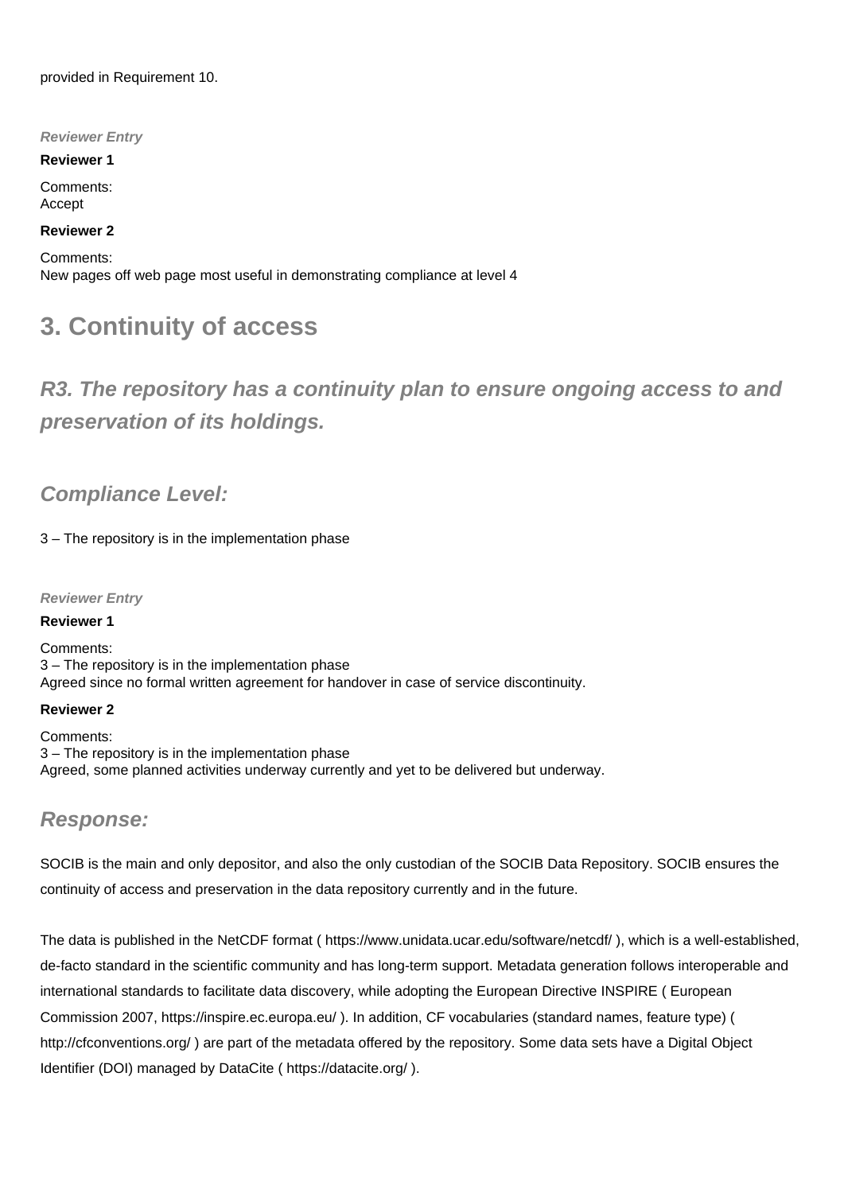provided in Requirement 10.

*Reviewer Entry*

**Reviewer 1**

Comments:
Accept

**Reviewer 2**

Comments:
New pages off web page most useful in demonstrating compliance at level 4

# 3. Continuity of access

## *R3. The repository has a continuity plan to ensure ongoing access to and preservation of its holdings.*

### *Compliance Level:*

3 – The repository is in the implementation phase

*Reviewer Entry*

**Reviewer 1**

Comments:
3 – The repository is in the implementation phase
Agreed since no formal written agreement for handover in case of service discontinuity.

**Reviewer 2**

Comments:
3 – The repository is in the implementation phase
Agreed, some planned activities underway currently and yet to be delivered but underway.

### *Response:*

SOCIB is the main and only depositor, and also the only custodian of the SOCIB Data Repository. SOCIB ensures the continuity of access and preservation in the data repository currently and in the future.

The data is published in the NetCDF format ( https://www.unidata.ucar.edu/software/netcdf/ ), which is a well-established, de-facto standard in the scientific community and has long-term support. Metadata generation follows interoperable and international standards to facilitate data discovery, while adopting the European Directive INSPIRE ( European Commission 2007, https://inspire.ec.europa.eu/ ). In addition, CF vocabularies (standard names, feature type) ( http://cfconventions.org/ ) are part of the metadata offered by the repository. Some data sets have a Digital Object Identifier (DOI) managed by DataCite ( https://datacite.org/ ).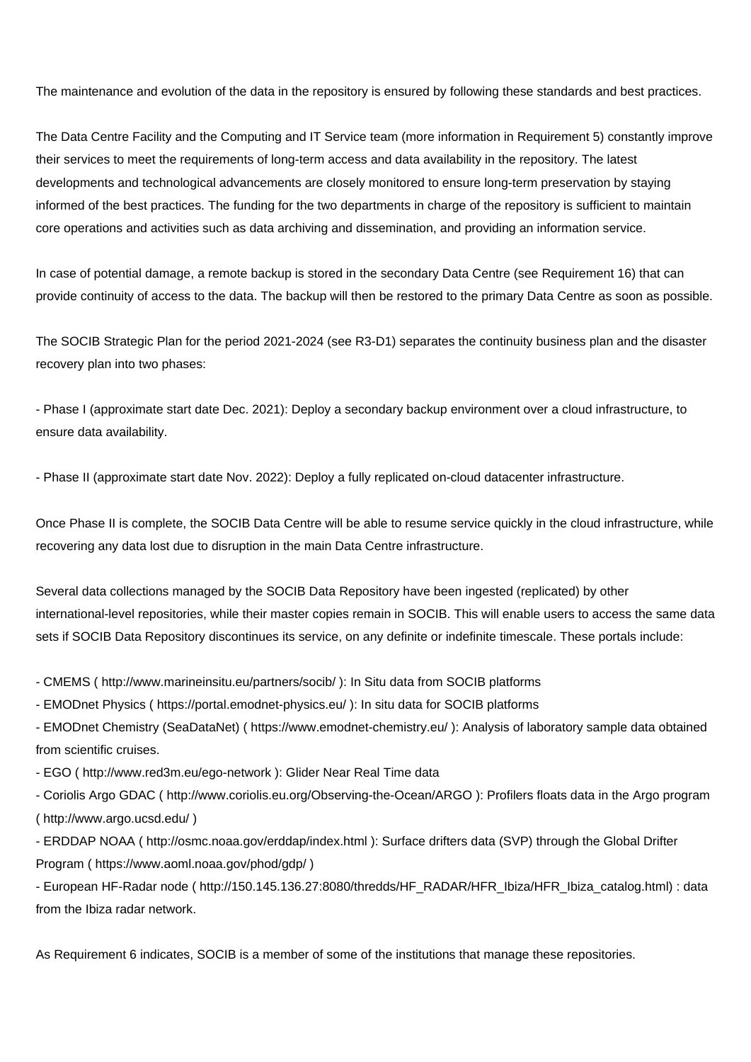The maintenance and evolution of the data in the repository is ensured by following these standards and best practices.

The Data Centre Facility and the Computing and IT Service team (more information in Requirement 5) constantly improve their services to meet the requirements of long-term access and data availability in the repository. The latest developments and technological advancements are closely monitored to ensure long-term preservation by staying informed of the best practices. The funding for the two departments in charge of the repository is sufficient to maintain core operations and activities such as data archiving and dissemination, and providing an information service.

In case of potential damage, a remote backup is stored in the secondary Data Centre (see Requirement 16) that can provide continuity of access to the data. The backup will then be restored to the primary Data Centre as soon as possible.

The SOCIB Strategic Plan for the period 2021-2024 (see R3-D1) separates the continuity business plan and the disaster recovery plan into two phases:

- Phase I (approximate start date Dec. 2021): Deploy a secondary backup environment over a cloud infrastructure, to ensure data availability.

- Phase II (approximate start date Nov. 2022): Deploy a fully replicated on-cloud datacenter infrastructure.

Once Phase II is complete, the SOCIB Data Centre will be able to resume service quickly in the cloud infrastructure, while recovering any data lost due to disruption in the main Data Centre infrastructure.

Several data collections managed by the SOCIB Data Repository have been ingested (replicated) by other international-level repositories, while their master copies remain in SOCIB. This will enable users to access the same data sets if SOCIB Data Repository discontinues its service, on any definite or indefinite timescale. These portals include:

- CMEMS ( http://www.marineinsitu.eu/partners/socib/ ): In Situ data from SOCIB platforms
- EMODnet Physics ( https://portal.emodnet-physics.eu/ ): In situ data for SOCIB platforms
- EMODnet Chemistry (SeaDataNet) ( https://www.emodnet-chemistry.eu/ ): Analysis of laboratory sample data obtained from scientific cruises.
- EGO ( http://www.red3m.eu/ego-network ): Glider Near Real Time data
- Coriolis Argo GDAC ( http://www.coriolis.eu.org/Observing-the-Ocean/ARGO ): Profilers floats data in the Argo program ( http://www.argo.ucsd.edu/ )
- ERDDAP NOAA ( http://osmc.noaa.gov/erddap/index.html ): Surface drifters data (SVP) through the Global Drifter Program ( https://www.aoml.noaa.gov/phod/gdp/ )
- European HF-Radar node ( http://150.145.136.27:8080/thredds/HF_RADAR/HFR_Ibiza/HFR_Ibiza_catalog.html) : data from the Ibiza radar network.

As Requirement 6 indicates, SOCIB is a member of some of the institutions that manage these repositories.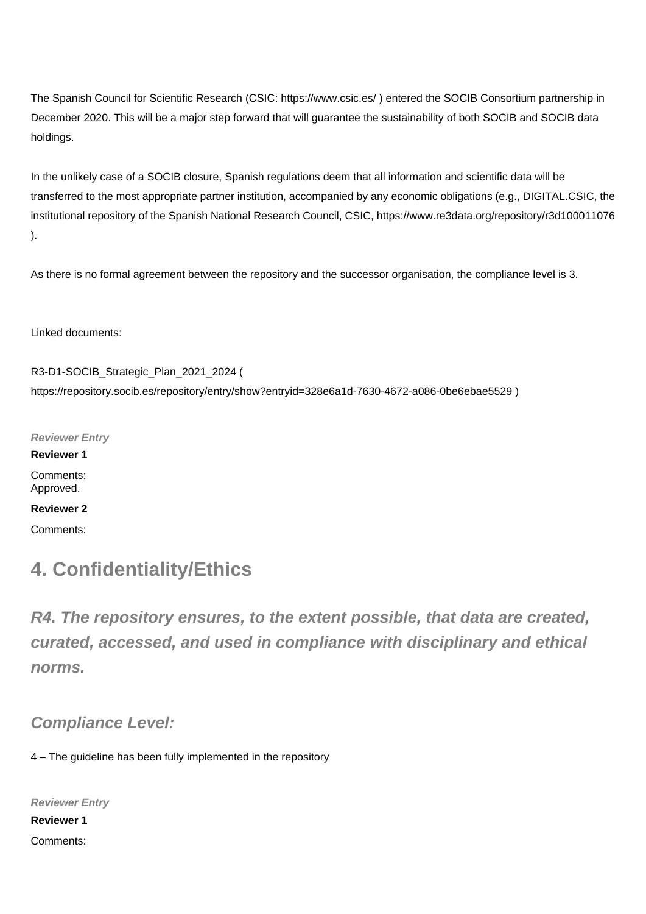The Spanish Council for Scientific Research (CSIC: https://www.csic.es/ ) entered the SOCIB Consortium partnership in December 2020. This will be a major step forward that will guarantee the sustainability of both SOCIB and SOCIB data holdings.

In the unlikely case of a SOCIB closure, Spanish regulations deem that all information and scientific data will be transferred to the most appropriate partner institution, accompanied by any economic obligations (e.g., DIGITAL.CSIC, the institutional repository of the Spanish National Research Council, CSIC, https://www.re3data.org/repository/r3d100011076 ).

As there is no formal agreement between the repository and the successor organisation, the compliance level is 3.

Linked documents:

R3-D1-SOCIB_Strategic_Plan_2021_2024 ( https://repository.socib.es/repository/entry/show?entryid=328e6a1d-7630-4672-a086-0be6ebae5529 )

***Reviewer Entry***

**Reviewer 1**

Comments:
Approved.

**Reviewer 2**

Comments:

## 4. Confidentiality/Ethics

### *R4. The repository ensures, to the extent possible, that data are created, curated, accessed, and used in compliance with disciplinary and ethical norms.*

### *Compliance Level:*

4 – The guideline has been fully implemented in the repository

***Reviewer Entry***

**Reviewer 1**

Comments: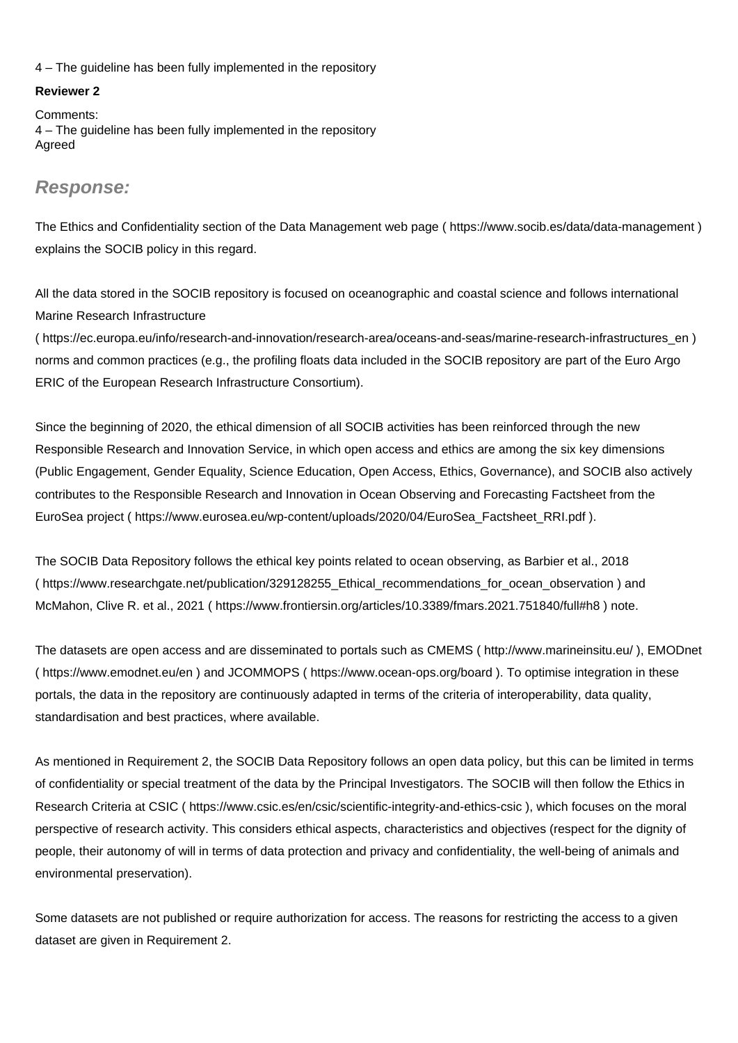4 – The guideline has been fully implemented in the repository

**Reviewer 2**

Comments:
4 – The guideline has been fully implemented in the repository
Agreed

## Response:

The Ethics and Confidentiality section of the Data Management web page ( https://www.socib.es/data/data-management ) explains the SOCIB policy in this regard.

All the data stored in the SOCIB repository is focused on oceanographic and coastal science and follows international Marine Research Infrastructure ( https://ec.europa.eu/info/research-and-innovation/research-area/oceans-and-seas/marine-research-infrastructures_en ) norms and common practices (e.g., the profiling floats data included in the SOCIB repository are part of the Euro Argo ERIC of the European Research Infrastructure Consortium).

Since the beginning of 2020, the ethical dimension of all SOCIB activities has been reinforced through the new Responsible Research and Innovation Service, in which open access and ethics are among the six key dimensions (Public Engagement, Gender Equality, Science Education, Open Access, Ethics, Governance), and SOCIB also actively contributes to the Responsible Research and Innovation in Ocean Observing and Forecasting Factsheet from the EuroSea project ( https://www.eurosea.eu/wp-content/uploads/2020/04/EuroSea_Factsheet_RRI.pdf ).

The SOCIB Data Repository follows the ethical key points related to ocean observing, as Barbier et al., 2018 ( https://www.researchgate.net/publication/329128255_Ethical_recommendations_for_ocean_observation ) and McMahon, Clive R. et al., 2021 ( https://www.frontiersin.org/articles/10.3389/fmars.2021.751840/full#h8 ) note.

The datasets are open access and are disseminated to portals such as CMEMS ( http://www.marineinsitu.eu/ ), EMODnet ( https://www.emodnet.eu/en ) and JCOMMOPS ( https://www.ocean-ops.org/board ). To optimise integration in these portals, the data in the repository are continuously adapted in terms of the criteria of interoperability, data quality, standardisation and best practices, where available.

As mentioned in Requirement 2, the SOCIB Data Repository follows an open data policy, but this can be limited in terms of confidentiality or special treatment of the data by the Principal Investigators. The SOCIB will then follow the Ethics in Research Criteria at CSIC ( https://www.csic.es/en/csic/scientific-integrity-and-ethics-csic ), which focuses on the moral perspective of research activity. This considers ethical aspects, characteristics and objectives (respect for the dignity of people, their autonomy of will in terms of data protection and privacy and confidentiality, the well-being of animals and environmental preservation).

Some datasets are not published or require authorization for access. The reasons for restricting the access to a given dataset are given in Requirement 2.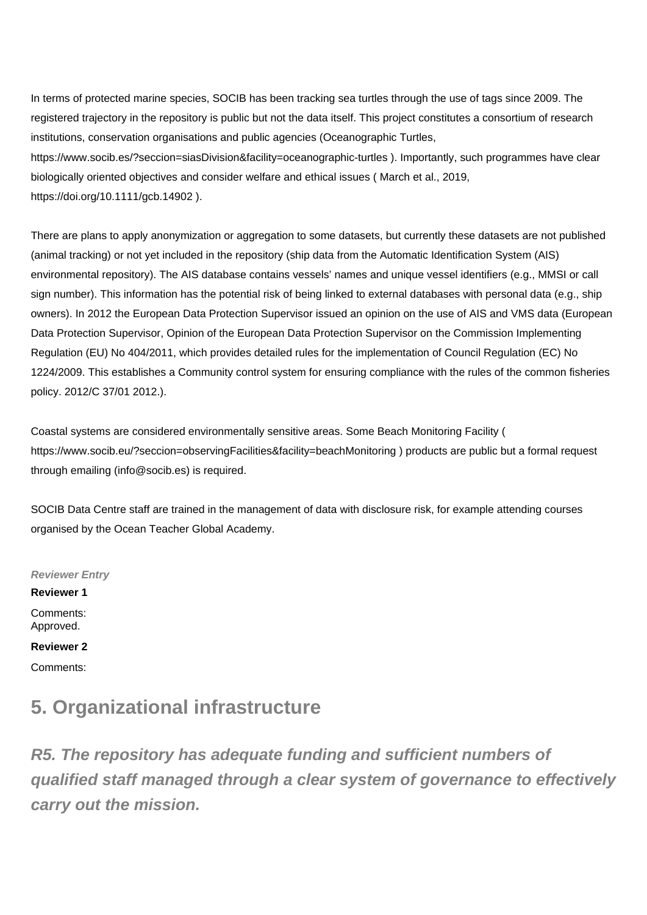In terms of protected marine species, SOCIB has been tracking sea turtles through the use of tags since 2009. The registered trajectory in the repository is public but not the data itself. This project constitutes a consortium of research institutions, conservation organisations and public agencies (Oceanographic Turtles, https://www.socib.es/?seccion=siasDivision&facility=oceanographic-turtles ). Importantly, such programmes have clear biologically oriented objectives and consider welfare and ethical issues ( March et al., 2019, https://doi.org/10.1111/gcb.14902 ).

There are plans to apply anonymization or aggregation to some datasets, but currently these datasets are not published (animal tracking) or not yet included in the repository (ship data from the Automatic Identification System (AIS) environmental repository). The AIS database contains vessels' names and unique vessel identifiers (e.g., MMSI or call sign number). This information has the potential risk of being linked to external databases with personal data (e.g., ship owners). In 2012 the European Data Protection Supervisor issued an opinion on the use of AIS and VMS data (European Data Protection Supervisor, Opinion of the European Data Protection Supervisor on the Commission Implementing Regulation (EU) No 404/2011, which provides detailed rules for the implementation of Council Regulation (EC) No 1224/2009. This establishes a Community control system for ensuring compliance with the rules of the common fisheries policy. 2012/C 37/01 2012.).

Coastal systems are considered environmentally sensitive areas. Some Beach Monitoring Facility ( https://www.socib.eu/?seccion=observingFacilities&facility=beachMonitoring ) products are public but a formal request through emailing (info@socib.es) is required.

SOCIB Data Centre staff are trained in the management of data with disclosure risk, for example attending courses organised by the Ocean Teacher Global Academy.

***Reviewer Entry***

**Reviewer 1**

Comments:
Approved.

**Reviewer 2**

Comments:

## 5. Organizational infrastructure

### *R5. The repository has adequate funding and sufficient numbers of qualified staff managed through a clear system of governance to effectively carry out the mission.*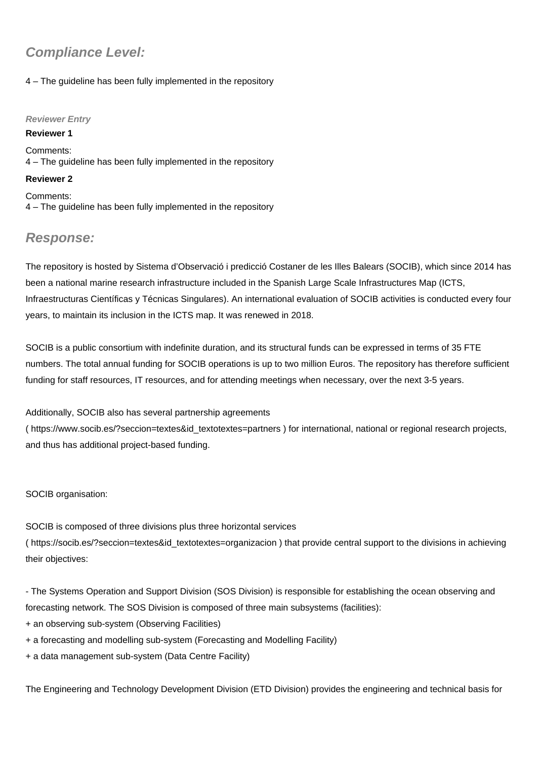## *Compliance Level:*

4 – The guideline has been fully implemented in the repository

***Reviewer Entry***

**Reviewer 1**

Comments:
4 – The guideline has been fully implemented in the repository

**Reviewer 2**

Comments:
4 – The guideline has been fully implemented in the repository

## *Response:*

The repository is hosted by Sistema d'Observació i predicció Costaner de les Illes Balears (SOCIB), which since 2014 has been a national marine research infrastructure included in the Spanish Large Scale Infrastructures Map (ICTS, Infraestructuras Científicas y Técnicas Singulares). An international evaluation of SOCIB activities is conducted every four years, to maintain its inclusion in the ICTS map. It was renewed in 2018.

SOCIB is a public consortium with indefinite duration, and its structural funds can be expressed in terms of 35 FTE numbers. The total annual funding for SOCIB operations is up to two million Euros. The repository has therefore sufficient funding for staff resources, IT resources, and for attending meetings when necessary, over the next 3-5 years.

Additionally, SOCIB also has several partnership agreements ( https://www.socib.es/?seccion=textes&id_textotextes=partners ) for international, national or regional research projects, and thus has additional project-based funding.

SOCIB organisation:

SOCIB is composed of three divisions plus three horizontal services ( https://socib.es/?seccion=textes&id_textotextes=organizacion ) that provide central support to the divisions in achieving their objectives:

- The Systems Operation and Support Division (SOS Division) is responsible for establishing the ocean observing and forecasting network. The SOS Division is composed of three main subsystems (facilities):
+ an observing sub-system (Observing Facilities)
+ a forecasting and modelling sub-system (Forecasting and Modelling Facility)
+ a data management sub-system (Data Centre Facility)

The Engineering and Technology Development Division (ETD Division) provides the engineering and technical basis for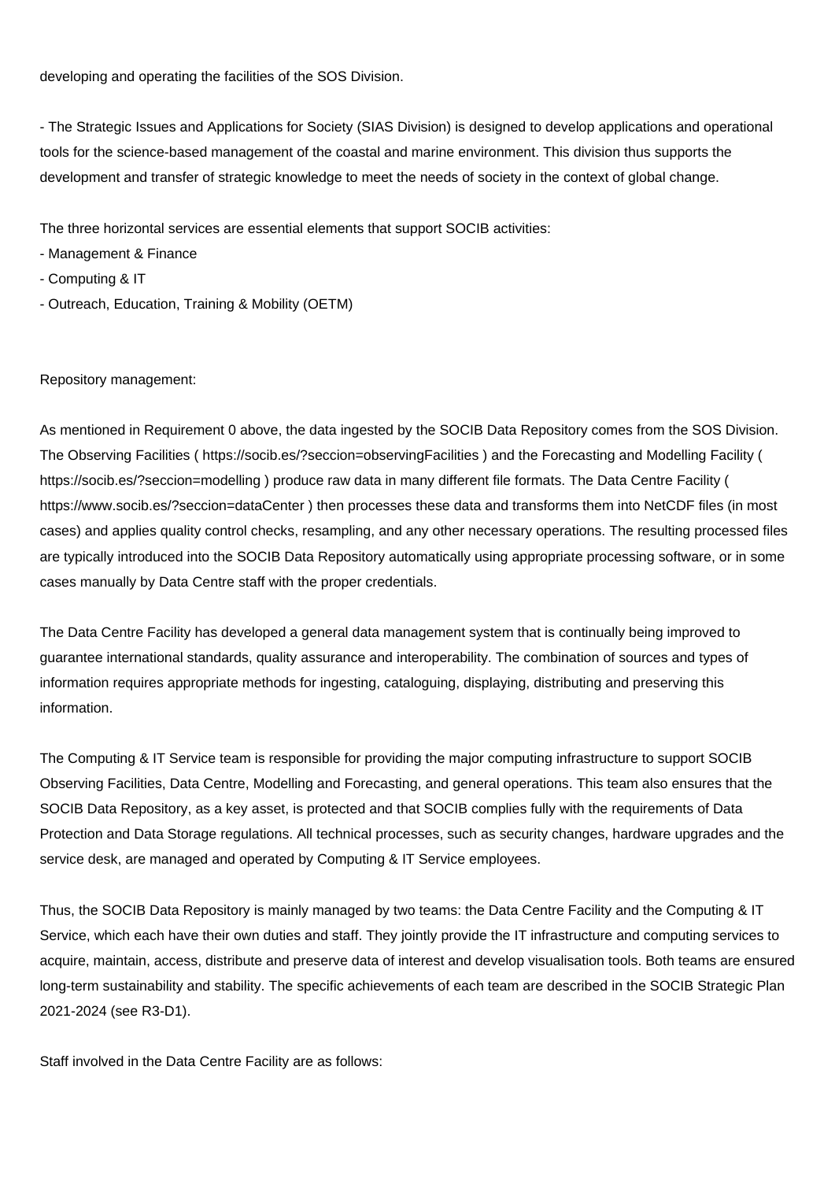developing and operating the facilities of the SOS Division.

- The Strategic Issues and Applications for Society (SIAS Division) is designed to develop applications and operational tools for the science-based management of the coastal and marine environment. This division thus supports the development and transfer of strategic knowledge to meet the needs of society in the context of global change.

The three horizontal services are essential elements that support SOCIB activities:
- Management & Finance
- Computing & IT
- Outreach, Education, Training & Mobility (OETM)

Repository management:

As mentioned in Requirement 0 above, the data ingested by the SOCIB Data Repository comes from the SOS Division. The Observing Facilities ( https://socib.es/?seccion=observingFacilities ) and the Forecasting and Modelling Facility ( https://socib.es/?seccion=modelling ) produce raw data in many different file formats. The Data Centre Facility ( https://www.socib.es/?seccion=dataCenter ) then processes these data and transforms them into NetCDF files (in most cases) and applies quality control checks, resampling, and any other necessary operations. The resulting processed files are typically introduced into the SOCIB Data Repository automatically using appropriate processing software, or in some cases manually by Data Centre staff with the proper credentials.

The Data Centre Facility has developed a general data management system that is continually being improved to guarantee international standards, quality assurance and interoperability. The combination of sources and types of information requires appropriate methods for ingesting, cataloguing, displaying, distributing and preserving this information.

The Computing & IT Service team is responsible for providing the major computing infrastructure to support SOCIB Observing Facilities, Data Centre, Modelling and Forecasting, and general operations. This team also ensures that the SOCIB Data Repository, as a key asset, is protected and that SOCIB complies fully with the requirements of Data Protection and Data Storage regulations. All technical processes, such as security changes, hardware upgrades and the service desk, are managed and operated by Computing & IT Service employees.

Thus, the SOCIB Data Repository is mainly managed by two teams: the Data Centre Facility and the Computing & IT Service, which each have their own duties and staff. They jointly provide the IT infrastructure and computing services to acquire, maintain, access, distribute and preserve data of interest and develop visualisation tools. Both teams are ensured long-term sustainability and stability. The specific achievements of each team are described in the SOCIB Strategic Plan 2021-2024 (see R3-D1).

Staff involved in the Data Centre Facility are as follows: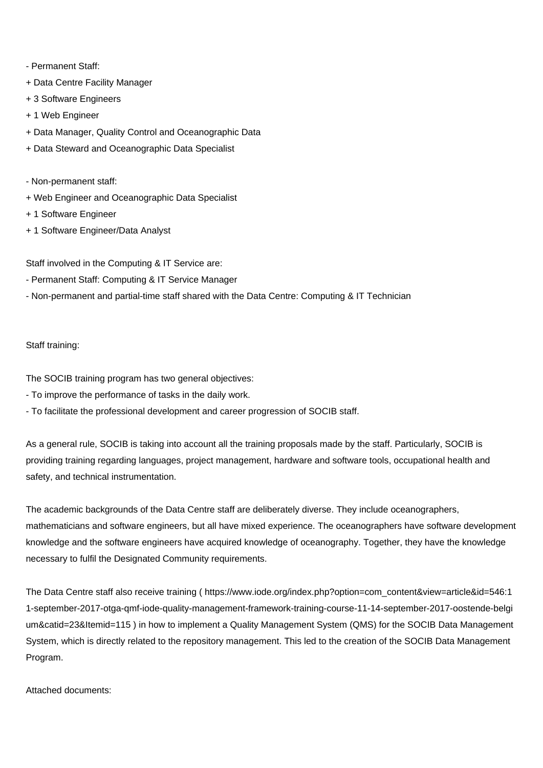- Permanent Staff:
+ Data Centre Facility Manager
+ 3 Software Engineers
+ 1 Web Engineer
+ Data Manager, Quality Control and Oceanographic Data
+ Data Steward and Oceanographic Data Specialist

- Non-permanent staff:
+ Web Engineer and Oceanographic Data Specialist
+ 1 Software Engineer
+ 1 Software Engineer/Data Analyst

Staff involved in the Computing & IT Service are:
- Permanent Staff: Computing & IT Service Manager
- Non-permanent and partial-time staff shared with the Data Centre: Computing & IT Technician

Staff training:

The SOCIB training program has two general objectives:
- To improve the performance of tasks in the daily work.
- To facilitate the professional development and career progression of SOCIB staff.

As a general rule, SOCIB is taking into account all the training proposals made by the staff. Particularly, SOCIB is providing training regarding languages, project management, hardware and software tools, occupational health and safety, and technical instrumentation.

The academic backgrounds of the Data Centre staff are deliberately diverse. They include oceanographers, mathematicians and software engineers, but all have mixed experience. The oceanographers have software development knowledge and the software engineers have acquired knowledge of oceanography. Together, they have the knowledge necessary to fulfil the Designated Community requirements.

The Data Centre staff also receive training ( https://www.iode.org/index.php?option=com_content&view=article&id=546:11-september-2017-otga-qmf-iode-quality-management-framework-training-course-11-14-september-2017-oostende-belgium&catid=23&Itemid=115 ) in how to implement a Quality Management System (QMS) for the SOCIB Data Management System, which is directly related to the repository management. This led to the creation of the SOCIB Data Management Program.

Attached documents: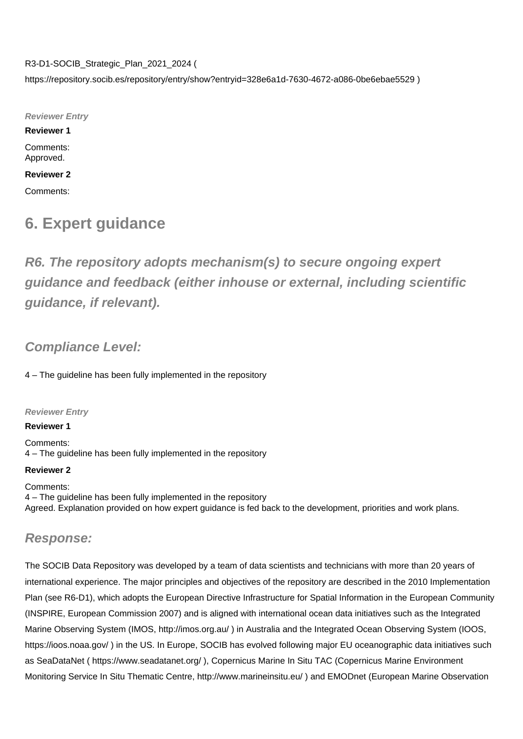R3-D1-SOCIB_Strategic_Plan_2021_2024 (
https://repository.socib.es/repository/entry/show?entryid=328e6a1d-7630-4672-a086-0be6ebae5529 )

***Reviewer Entry***

**Reviewer 1**

Comments:
Approved.

**Reviewer 2**

Comments:

# 6. Expert guidance

## *R6. The repository adopts mechanism(s) to secure ongoing expert guidance and feedback (either inhouse or external, including scientific guidance, if relevant).*

### *Compliance Level:*

4 – The guideline has been fully implemented in the repository

***Reviewer Entry***

**Reviewer 1**

Comments:
4 – The guideline has been fully implemented in the repository

**Reviewer 2**

Comments:
4 – The guideline has been fully implemented in the repository
Agreed. Explanation provided on how expert guidance is fed back to the development, priorities and work plans.

### *Response:*

The SOCIB Data Repository was developed by a team of data scientists and technicians with more than 20 years of international experience. The major principles and objectives of the repository are described in the 2010 Implementation Plan (see R6-D1), which adopts the European Directive Infrastructure for Spatial Information in the European Community (INSPIRE, European Commission 2007) and is aligned with international ocean data initiatives such as the Integrated Marine Observing System (IMOS, http://imos.org.au/ ) in Australia and the Integrated Ocean Observing System (IOOS, https://ioos.noaa.gov/ ) in the US. In Europe, SOCIB has evolved following major EU oceanographic data initiatives such as SeaDataNet ( https://www.seadatanet.org/ ), Copernicus Marine In Situ TAC (Copernicus Marine Environment Monitoring Service In Situ Thematic Centre, http://www.marineinsitu.eu/ ) and EMODnet (European Marine Observation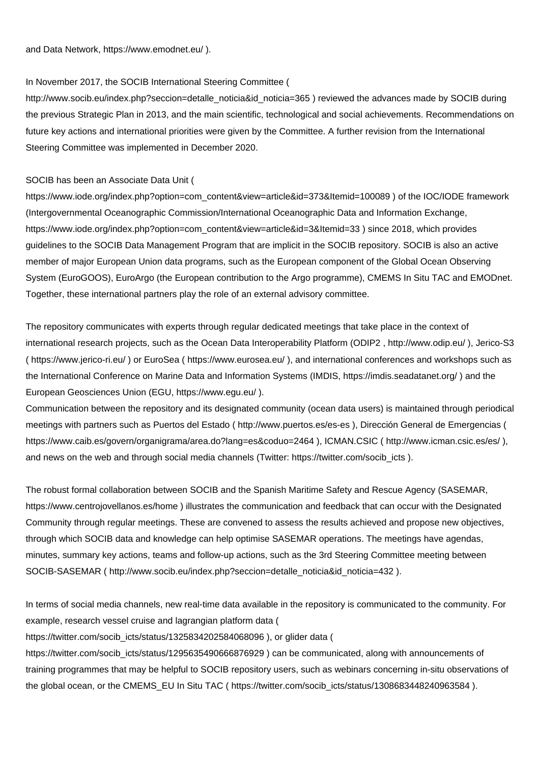and Data Network, https://www.emodnet.eu/ ).

In November 2017, the SOCIB International Steering Committee ( http://www.socib.eu/index.php?seccion=detalle_noticia&id_noticia=365 ) reviewed the advances made by SOCIB during the previous Strategic Plan in 2013, and the main scientific, technological and social achievements. Recommendations on future key actions and international priorities were given by the Committee. A further revision from the International Steering Committee was implemented in December 2020.

SOCIB has been an Associate Data Unit ( https://www.iode.org/index.php?option=com_content&view=article&id=373&Itemid=100089 ) of the IOC/IODE framework (Intergovernmental Oceanographic Commission/International Oceanographic Data and Information Exchange, https://www.iode.org/index.php?option=com_content&view=article&id=3&Itemid=33 ) since 2018, which provides guidelines to the SOCIB Data Management Program that are implicit in the SOCIB repository. SOCIB is also an active member of major European Union data programs, such as the European component of the Global Ocean Observing System (EuroGOOS), EuroArgo (the European contribution to the Argo programme), CMEMS In Situ TAC and EMODnet. Together, these international partners play the role of an external advisory committee.

The repository communicates with experts through regular dedicated meetings that take place in the context of international research projects, such as the Ocean Data Interoperability Platform (ODIP2 , http://www.odip.eu/ ), Jerico-S3 ( https://www.jerico-ri.eu/ ) or EuroSea ( https://www.eurosea.eu/ ), and international conferences and workshops such as the International Conference on Marine Data and Information Systems (IMDIS, https://imdis.seadatanet.org/ ) and the European Geosciences Union (EGU, https://www.egu.eu/ ).
Communication between the repository and its designated community (ocean data users) is maintained through periodical meetings with partners such as Puertos del Estado ( http://www.puertos.es/es-es ), Dirección General de Emergencias ( https://www.caib.es/govern/organigrama/area.do?lang=es&coduo=2464 ), ICMAN.CSIC ( http://www.icman.csic.es/es/ ), and news on the web and through social media channels (Twitter: https://twitter.com/socib_icts ).

The robust formal collaboration between SOCIB and the Spanish Maritime Safety and Rescue Agency (SASEMAR, https://www.centrojovellanos.es/home ) illustrates the communication and feedback that can occur with the Designated Community through regular meetings. These are convened to assess the results achieved and propose new objectives, through which SOCIB data and knowledge can help optimise SASEMAR operations. The meetings have agendas, minutes, summary key actions, teams and follow-up actions, such as the 3rd Steering Committee meeting between SOCIB-SASEMAR ( http://www.socib.eu/index.php?seccion=detalle_noticia&id_noticia=432 ).

In terms of social media channels, new real-time data available in the repository is communicated to the community. For example, research vessel cruise and lagrangian platform data ( https://twitter.com/socib_icts/status/1325834202584068096 ), or glider data ( https://twitter.com/socib_icts/status/1295635490666876929 ) can be communicated, along with announcements of training programmes that may be helpful to SOCIB repository users, such as webinars concerning in-situ observations of the global ocean, or the CMEMS_EU In Situ TAC ( https://twitter.com/socib_icts/status/1308683448240963584 ).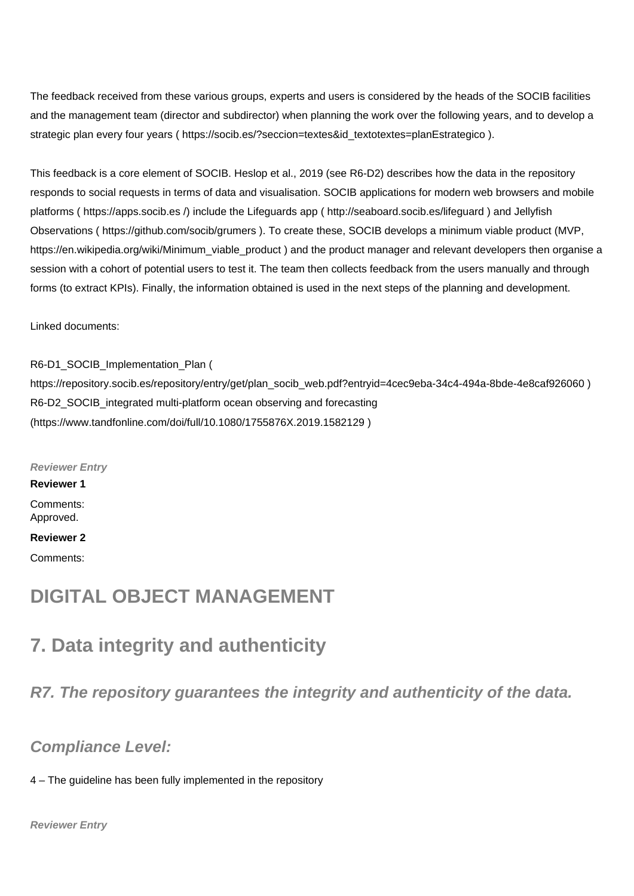The feedback received from these various groups, experts and users is considered by the heads of the SOCIB facilities and the management team (director and subdirector) when planning the work over the following years, and to develop a strategic plan every four years ( https://socib.es/?seccion=textes&id_textotextes=planEstrategico ).

This feedback is a core element of SOCIB. Heslop et al., 2019 (see R6-D2) describes how the data in the repository responds to social requests in terms of data and visualisation. SOCIB applications for modern web browsers and mobile platforms ( https://apps.socib.es /) include the Lifeguards app ( http://seaboard.socib.es/lifeguard ) and Jellyfish Observations ( https://github.com/socib/grumers ). To create these, SOCIB develops a minimum viable product (MVP, https://en.wikipedia.org/wiki/Minimum_viable_product ) and the product manager and relevant developers then organise a session with a cohort of potential users to test it. The team then collects feedback from the users manually and through forms (to extract KPIs). Finally, the information obtained is used in the next steps of the planning and development.

Linked documents:

R6-D1_SOCIB_Implementation_Plan ( https://repository.socib.es/repository/entry/get/plan_socib_web.pdf?entryid=4cec9eba-34c4-494a-8bde-4e8caf926060 )
R6-D2_SOCIB_integrated multi-platform ocean observing and forecasting (https://www.tandfonline.com/doi/full/10.1080/1755876X.2019.1582129 )

***Reviewer Entry***

**Reviewer 1**

Comments:
Approved.

**Reviewer 2**

Comments:

# DIGITAL OBJECT MANAGEMENT

# 7. Data integrity and authenticity

## *R7. The repository guarantees the integrity and authenticity of the data.*

## *Compliance Level:*

4 – The guideline has been fully implemented in the repository

***Reviewer Entry***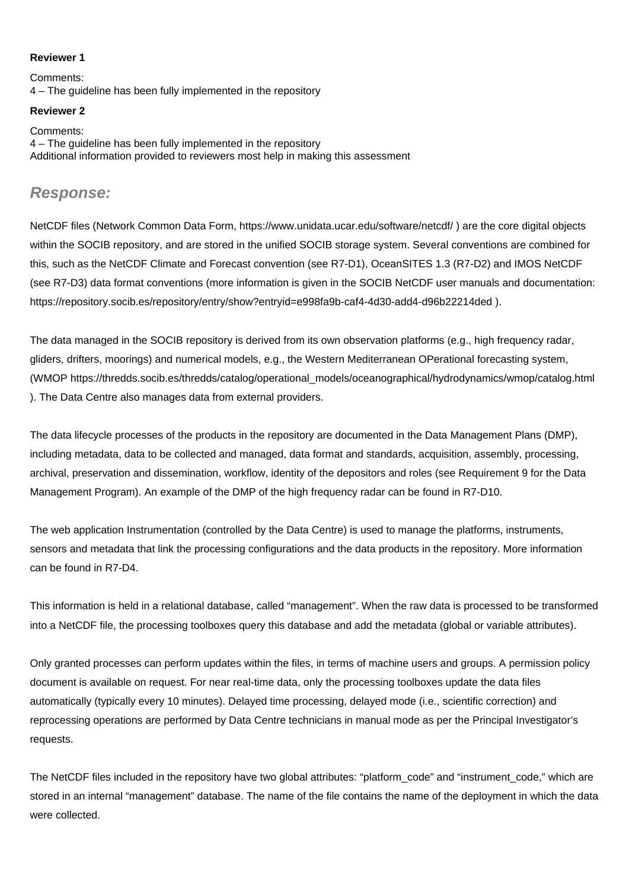**Reviewer 1**

Comments:
4 – The guideline has been fully implemented in the repository

**Reviewer 2**

Comments:
4 – The guideline has been fully implemented in the repository
Additional information provided to reviewers most help in making this assessment

## *Response:*

NetCDF files (Network Common Data Form, https://www.unidata.ucar.edu/software/netcdf/ ) are the core digital objects within the SOCIB repository, and are stored in the unified SOCIB storage system. Several conventions are combined for this, such as the NetCDF Climate and Forecast convention (see R7-D1), OceanSITES 1.3 (R7-D2) and IMOS NetCDF (see R7-D3) data format conventions (more information is given in the SOCIB NetCDF user manuals and documentation: https://repository.socib.es/repository/entry/show?entryid=e998fa9b-caf4-4d30-add4-d96b22214ded ).

The data managed in the SOCIB repository is derived from its own observation platforms (e.g., high frequency radar, gliders, drifters, moorings) and numerical models, e.g., the Western Mediterranean OPerational forecasting system, (WMOP https://thredds.socib.es/thredds/catalog/operational_models/oceanographical/hydrodynamics/wmop/catalog.html ). The Data Centre also manages data from external providers.

The data lifecycle processes of the products in the repository are documented in the Data Management Plans (DMP), including metadata, data to be collected and managed, data format and standards, acquisition, assembly, processing, archival, preservation and dissemination, workflow, identity of the depositors and roles (see Requirement 9 for the Data Management Program). An example of the DMP of the high frequency radar can be found in R7-D10.

The web application Instrumentation (controlled by the Data Centre) is used to manage the platforms, instruments, sensors and metadata that link the processing configurations and the data products in the repository. More information can be found in R7-D4.

This information is held in a relational database, called “management”. When the raw data is processed to be transformed into a NetCDF file, the processing toolboxes query this database and add the metadata (global or variable attributes).

Only granted processes can perform updates within the files, in terms of machine users and groups. A permission policy document is available on request. For near real-time data, only the processing toolboxes update the data files automatically (typically every 10 minutes). Delayed time processing, delayed mode (i.e., scientific correction) and reprocessing operations are performed by Data Centre technicians in manual mode as per the Principal Investigator’s requests.

The NetCDF files included in the repository have two global attributes: “platform_code” and “instrument_code,” which are stored in an internal “management” database. The name of the file contains the name of the deployment in which the data were collected.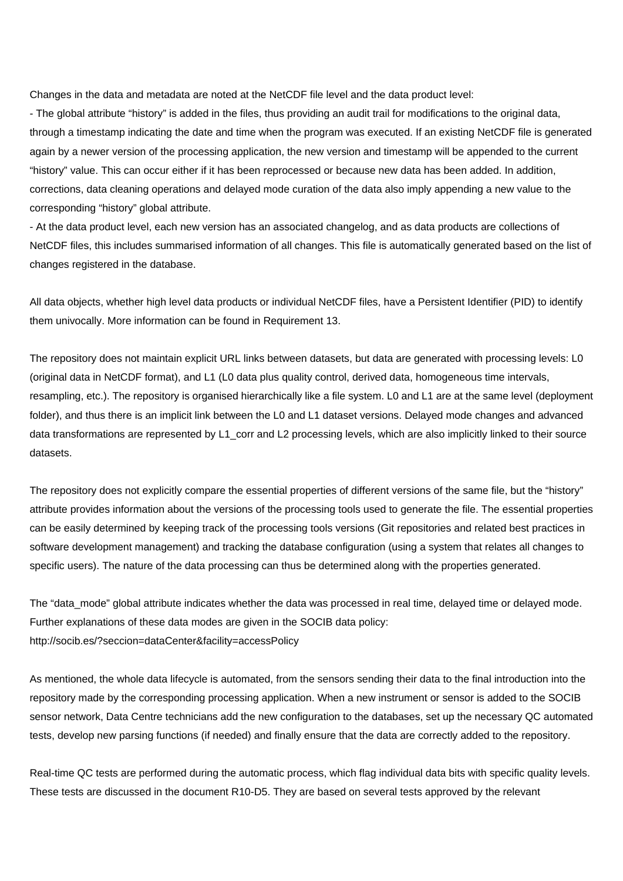Changes in the data and metadata are noted at the NetCDF file level and the data product level:

- The global attribute “history” is added in the files, thus providing an audit trail for modifications to the original data, through a timestamp indicating the date and time when the program was executed. If an existing NetCDF file is generated again by a newer version of the processing application, the new version and timestamp will be appended to the current “history” value. This can occur either if it has been reprocessed or because new data has been added. In addition, corrections, data cleaning operations and delayed mode curation of the data also imply appending a new value to the corresponding “history” global attribute.
- At the data product level, each new version has an associated changelog, and as data products are collections of NetCDF files, this includes summarised information of all changes. This file is automatically generated based on the list of changes registered in the database.

All data objects, whether high level data products or individual NetCDF files, have a Persistent Identifier (PID) to identify them univocally. More information can be found in Requirement 13.

The repository does not maintain explicit URL links between datasets, but data are generated with processing levels: L0 (original data in NetCDF format), and L1 (L0 data plus quality control, derived data, homogeneous time intervals, resampling, etc.). The repository is organised hierarchically like a file system. L0 and L1 are at the same level (deployment folder), and thus there is an implicit link between the L0 and L1 dataset versions. Delayed mode changes and advanced data transformations are represented by L1_corr and L2 processing levels, which are also implicitly linked to their source datasets.

The repository does not explicitly compare the essential properties of different versions of the same file, but the “history” attribute provides information about the versions of the processing tools used to generate the file. The essential properties can be easily determined by keeping track of the processing tools versions (Git repositories and related best practices in software development management) and tracking the database configuration (using a system that relates all changes to specific users). The nature of the data processing can thus be determined along with the properties generated.

The “data_mode” global attribute indicates whether the data was processed in real time, delayed time or delayed mode. Further explanations of these data modes are given in the SOCIB data policy:
http://socib.es/?seccion=dataCenter&facility=accessPolicy

As mentioned, the whole data lifecycle is automated, from the sensors sending their data to the final introduction into the repository made by the corresponding processing application. When a new instrument or sensor is added to the SOCIB sensor network, Data Centre technicians add the new configuration to the databases, set up the necessary QC automated tests, develop new parsing functions (if needed) and finally ensure that the data are correctly added to the repository.

Real-time QC tests are performed during the automatic process, which flag individual data bits with specific quality levels. These tests are discussed in the document R10-D5. They are based on several tests approved by the relevant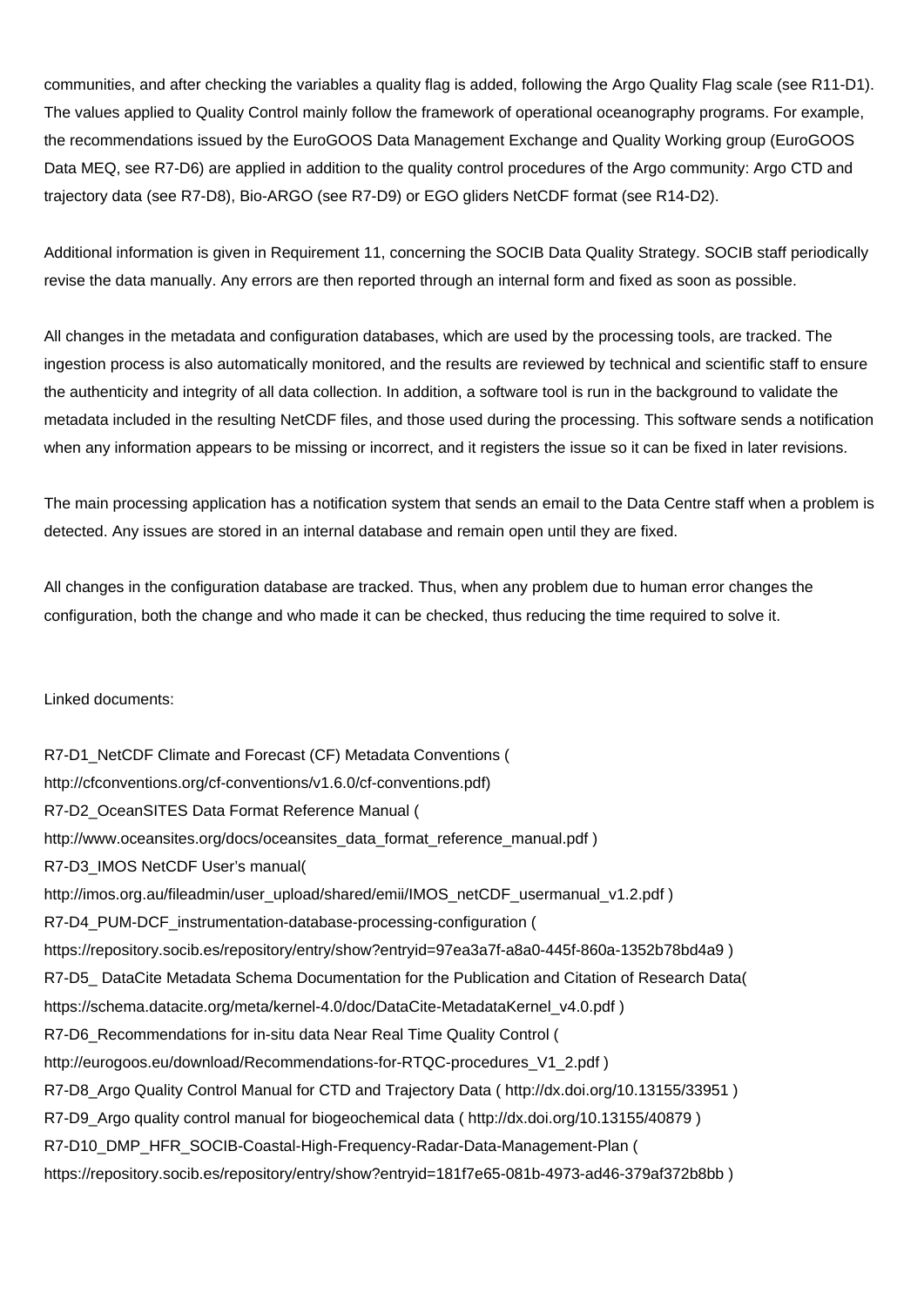communities, and after checking the variables a quality flag is added, following the Argo Quality Flag scale (see R11-D1). The values applied to Quality Control mainly follow the framework of operational oceanography programs. For example, the recommendations issued by the EuroGOOS Data Management Exchange and Quality Working group (EuroGOOS Data MEQ, see R7-D6) are applied in addition to the quality control procedures of the Argo community: Argo CTD and trajectory data (see R7-D8), Bio-ARGO (see R7-D9) or EGO gliders NetCDF format (see R14-D2).

Additional information is given in Requirement 11, concerning the SOCIB Data Quality Strategy. SOCIB staff periodically revise the data manually. Any errors are then reported through an internal form and fixed as soon as possible.

All changes in the metadata and configuration databases, which are used by the processing tools, are tracked. The ingestion process is also automatically monitored, and the results are reviewed by technical and scientific staff to ensure the authenticity and integrity of all data collection. In addition, a software tool is run in the background to validate the metadata included in the resulting NetCDF files, and those used during the processing. This software sends a notification when any information appears to be missing or incorrect, and it registers the issue so it can be fixed in later revisions.

The main processing application has a notification system that sends an email to the Data Centre staff when a problem is detected. Any issues are stored in an internal database and remain open until they are fixed.

All changes in the configuration database are tracked. Thus, when any problem due to human error changes the configuration, both the change and who made it can be checked, thus reducing the time required to solve it.

Linked documents:

R7-D1_NetCDF Climate and Forecast (CF) Metadata Conventions (
http://cfconventions.org/cf-conventions/v1.6.0/cf-conventions.pdf)
R7-D2_OceanSITES Data Format Reference Manual (
http://www.oceansites.org/docs/oceansites_data_format_reference_manual.pdf )
R7-D3_IMOS NetCDF User's manual(
http://imos.org.au/fileadmin/user_upload/shared/emii/IMOS_netCDF_usermanual_v1.2.pdf )
R7-D4_PUM-DCF_instrumentation-database-processing-configuration (
https://repository.socib.es/repository/entry/show?entryid=97ea3a7f-a8a0-445f-860a-1352b78bd4a9 )
R7-D5_ DataCite Metadata Schema Documentation for the Publication and Citation of Research Data(
https://schema.datacite.org/meta/kernel-4.0/doc/DataCite-MetadataKernel_v4.0.pdf )
R7-D6_Recommendations for in-situ data Near Real Time Quality Control (
http://eurogoos.eu/download/Recommendations-for-RTQC-procedures_V1_2.pdf )
R7-D8_Argo Quality Control Manual for CTD and Trajectory Data ( http://dx.doi.org/10.13155/33951 )
R7-D9_Argo quality control manual for biogeochemical data ( http://dx.doi.org/10.13155/40879 )
R7-D10_DMP_HFR_SOCIB-Coastal-High-Frequency-Radar-Data-Management-Plan (
https://repository.socib.es/repository/entry/show?entryid=181f7e65-081b-4973-ad46-379af372b8bb )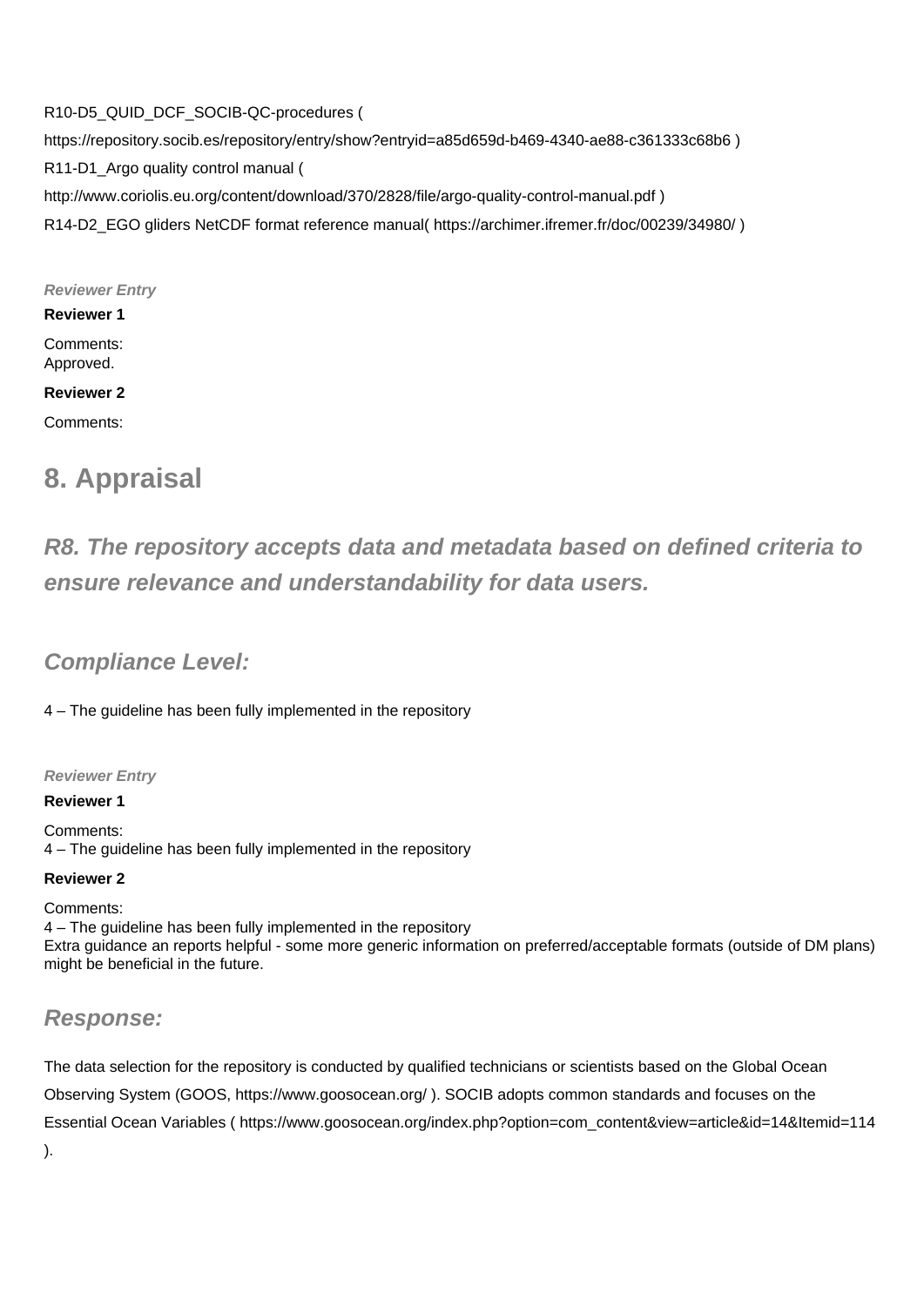R10-D5_QUID_DCF_SOCIB-QC-procedures (

https://repository.socib.es/repository/entry/show?entryid=a85d659d-b469-4340-ae88-c361333c68b6 )

R11-D1_Argo quality control manual (

http://www.coriolis.eu.org/content/download/370/2828/file/argo-quality-control-manual.pdf )

R14-D2_EGO gliders NetCDF format reference manual( https://archimer.ifremer.fr/doc/00239/34980/ )

***Reviewer Entry***

**Reviewer 1**

Comments:
Approved.

**Reviewer 2**

Comments:

# 8. Appraisal

## *R8. The repository accepts data and metadata based on defined criteria to ensure relevance and understandability for data users.*

### *Compliance Level:*

4 – The guideline has been fully implemented in the repository

***Reviewer Entry***

**Reviewer 1**

Comments:
4 – The guideline has been fully implemented in the repository

**Reviewer 2**

Comments:
4 – The guideline has been fully implemented in the repository
Extra guidance an reports helpful - some more generic information on preferred/acceptable formats (outside of DM plans) might be beneficial in the future.

### *Response:*

The data selection for the repository is conducted by qualified technicians or scientists based on the Global Ocean Observing System (GOOS, https://www.goosocean.org/ ). SOCIB adopts common standards and focuses on the Essential Ocean Variables ( https://www.goosocean.org/index.php?option=com_content&view=article&id=14&Itemid=114 ).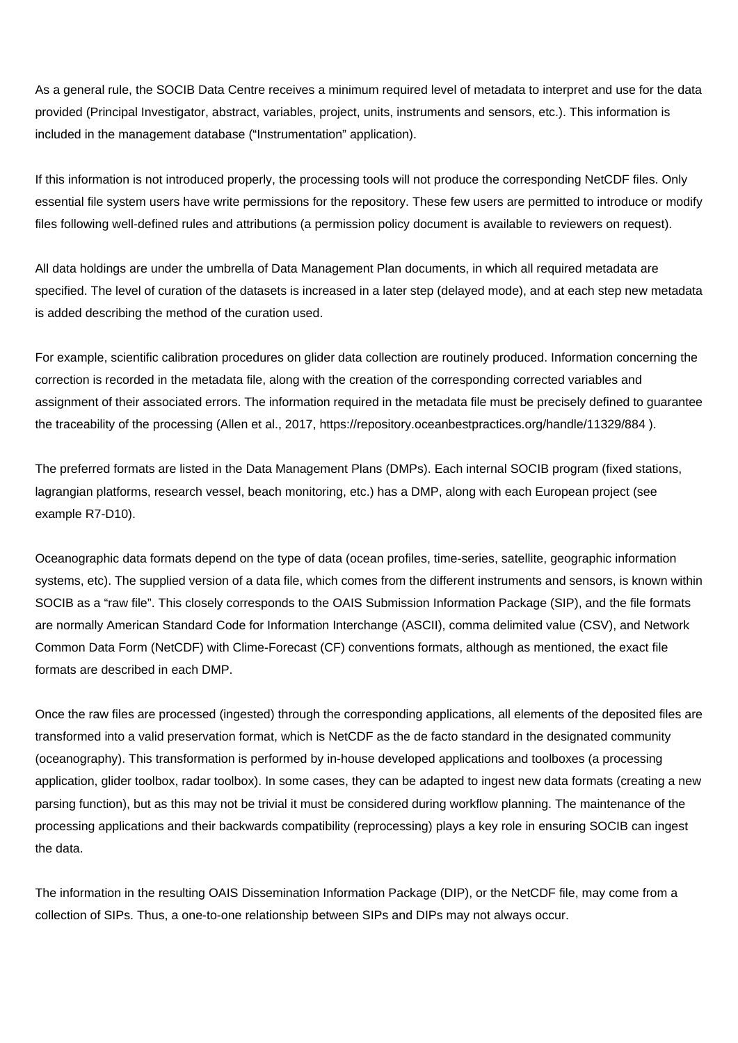As a general rule, the SOCIB Data Centre receives a minimum required level of metadata to interpret and use for the data provided (Principal Investigator, abstract, variables, project, units, instruments and sensors, etc.). This information is included in the management database ("Instrumentation" application).

If this information is not introduced properly, the processing tools will not produce the corresponding NetCDF files. Only essential file system users have write permissions for the repository. These few users are permitted to introduce or modify files following well-defined rules and attributions (a permission policy document is available to reviewers on request).

All data holdings are under the umbrella of Data Management Plan documents, in which all required metadata are specified. The level of curation of the datasets is increased in a later step (delayed mode), and at each step new metadata is added describing the method of the curation used.

For example, scientific calibration procedures on glider data collection are routinely produced. Information concerning the correction is recorded in the metadata file, along with the creation of the corresponding corrected variables and assignment of their associated errors. The information required in the metadata file must be precisely defined to guarantee the traceability of the processing (Allen et al., 2017, https://repository.oceanbestpractices.org/handle/11329/884 ).

The preferred formats are listed in the Data Management Plans (DMPs). Each internal SOCIB program (fixed stations, lagrangian platforms, research vessel, beach monitoring, etc.) has a DMP, along with each European project (see example R7-D10).

Oceanographic data formats depend on the type of data (ocean profiles, time-series, satellite, geographic information systems, etc). The supplied version of a data file, which comes from the different instruments and sensors, is known within SOCIB as a "raw file". This closely corresponds to the OAIS Submission Information Package (SIP), and the file formats are normally American Standard Code for Information Interchange (ASCII), comma delimited value (CSV), and Network Common Data Form (NetCDF) with Clime-Forecast (CF) conventions formats, although as mentioned, the exact file formats are described in each DMP.

Once the raw files are processed (ingested) through the corresponding applications, all elements of the deposited files are transformed into a valid preservation format, which is NetCDF as the de facto standard in the designated community (oceanography). This transformation is performed by in-house developed applications and toolboxes (a processing application, glider toolbox, radar toolbox). In some cases, they can be adapted to ingest new data formats (creating a new parsing function), but as this may not be trivial it must be considered during workflow planning. The maintenance of the processing applications and their backwards compatibility (reprocessing) plays a key role in ensuring SOCIB can ingest the data.

The information in the resulting OAIS Dissemination Information Package (DIP), or the NetCDF file, may come from a collection of SIPs. Thus, a one-to-one relationship between SIPs and DIPs may not always occur.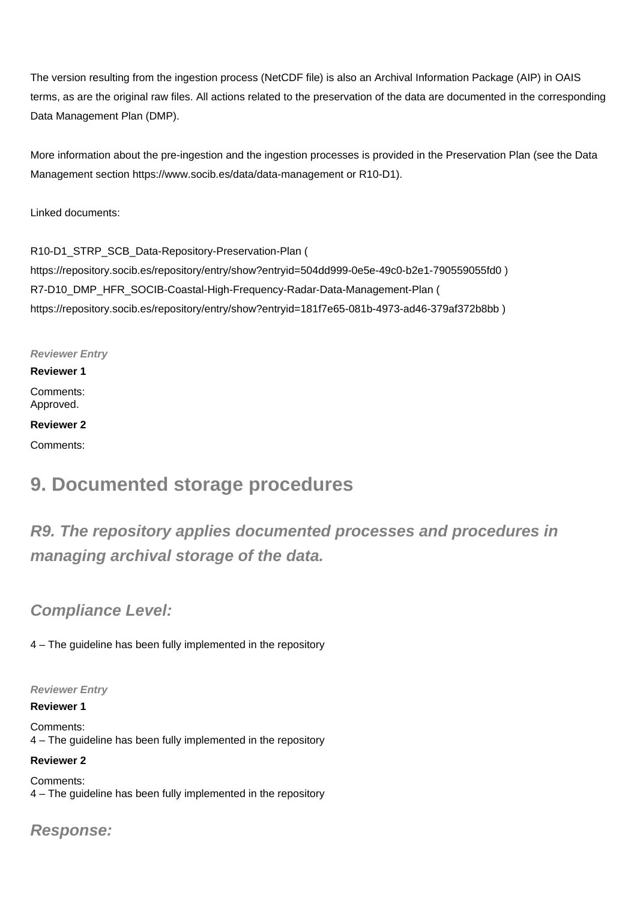The version resulting from the ingestion process (NetCDF file) is also an Archival Information Package (AIP) in OAIS terms, as are the original raw files. All actions related to the preservation of the data are documented in the corresponding Data Management Plan (DMP).

More information about the pre-ingestion and the ingestion processes is provided in the Preservation Plan (see the Data Management section https://www.socib.es/data/data-management or R10-D1).

Linked documents:

R10-D1_STRP_SCB_Data-Repository-Preservation-Plan ( https://repository.socib.es/repository/entry/show?entryid=504dd999-0e5e-49c0-b2e1-790559055fd0 )
R7-D10_DMP_HFR_SOCIB-Coastal-High-Frequency-Radar-Data-Management-Plan ( https://repository.socib.es/repository/entry/show?entryid=181f7e65-081b-4973-ad46-379af372b8bb )

***Reviewer Entry***

**Reviewer 1**

Comments:
Approved.

**Reviewer 2**

Comments:

## 9. Documented storage procedures

### *R9. The repository applies documented processes and procedures in managing archival storage of the data.*

### *Compliance Level:*

4 – The guideline has been fully implemented in the repository

***Reviewer Entry***

**Reviewer 1**

Comments:
4 – The guideline has been fully implemented in the repository

**Reviewer 2**

Comments:
4 – The guideline has been fully implemented in the repository

### *Response:*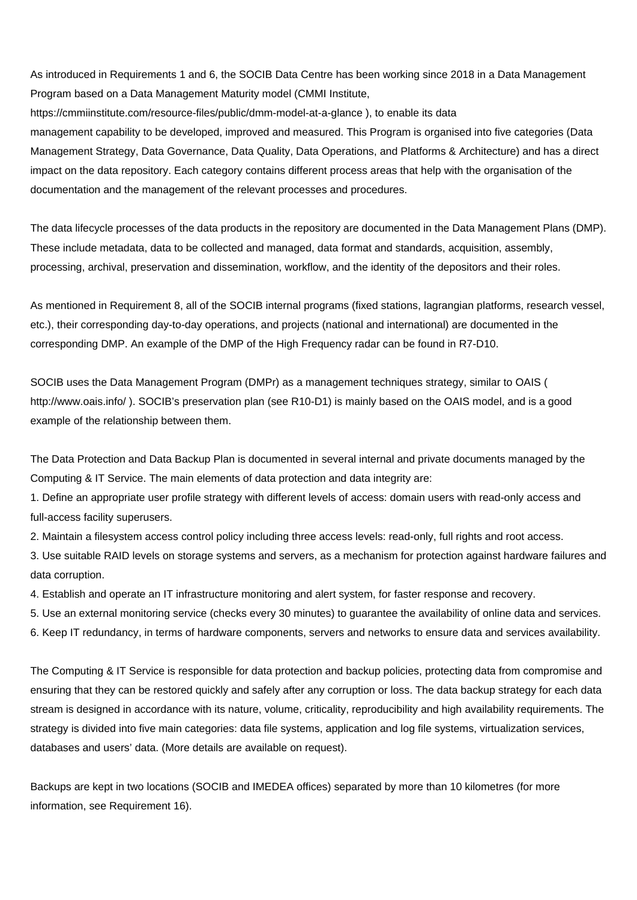As introduced in Requirements 1 and 6, the SOCIB Data Centre has been working since 2018 in a Data Management Program based on a Data Management Maturity model (CMMI Institute, https://cmmiinstitute.com/resource-files/public/dmm-model-at-a-glance ), to enable its data management capability to be developed, improved and measured. This Program is organised into five categories (Data Management Strategy, Data Governance, Data Quality, Data Operations, and Platforms & Architecture) and has a direct impact on the data repository. Each category contains different process areas that help with the organisation of the documentation and the management of the relevant processes and procedures.

The data lifecycle processes of the data products in the repository are documented in the Data Management Plans (DMP). These include metadata, data to be collected and managed, data format and standards, acquisition, assembly, processing, archival, preservation and dissemination, workflow, and the identity of the depositors and their roles.

As mentioned in Requirement 8, all of the SOCIB internal programs (fixed stations, lagrangian platforms, research vessel, etc.), their corresponding day-to-day operations, and projects (national and international) are documented in the corresponding DMP. An example of the DMP of the High Frequency radar can be found in R7-D10.

SOCIB uses the Data Management Program (DMPr) as a management techniques strategy, similar to OAIS ( http://www.oais.info/ ). SOCIB's preservation plan (see R10-D1) is mainly based on the OAIS model, and is a good example of the relationship between them.

The Data Protection and Data Backup Plan is documented in several internal and private documents managed by the Computing & IT Service. The main elements of data protection and data integrity are:

1. Define an appropriate user profile strategy with different levels of access: domain users with read-only access and full-access facility superusers.
2. Maintain a filesystem access control policy including three access levels: read-only, full rights and root access.
3. Use suitable RAID levels on storage systems and servers, as a mechanism for protection against hardware failures and data corruption.
4. Establish and operate an IT infrastructure monitoring and alert system, for faster response and recovery.
5. Use an external monitoring service (checks every 30 minutes) to guarantee the availability of online data and services.
6. Keep IT redundancy, in terms of hardware components, servers and networks to ensure data and services availability.

The Computing & IT Service is responsible for data protection and backup policies, protecting data from compromise and ensuring that they can be restored quickly and safely after any corruption or loss. The data backup strategy for each data stream is designed in accordance with its nature, volume, criticality, reproducibility and high availability requirements. The strategy is divided into five main categories: data file systems, application and log file systems, virtualization services, databases and users' data. (More details are available on request).

Backups are kept in two locations (SOCIB and IMEDEA offices) separated by more than 10 kilometres (for more information, see Requirement 16).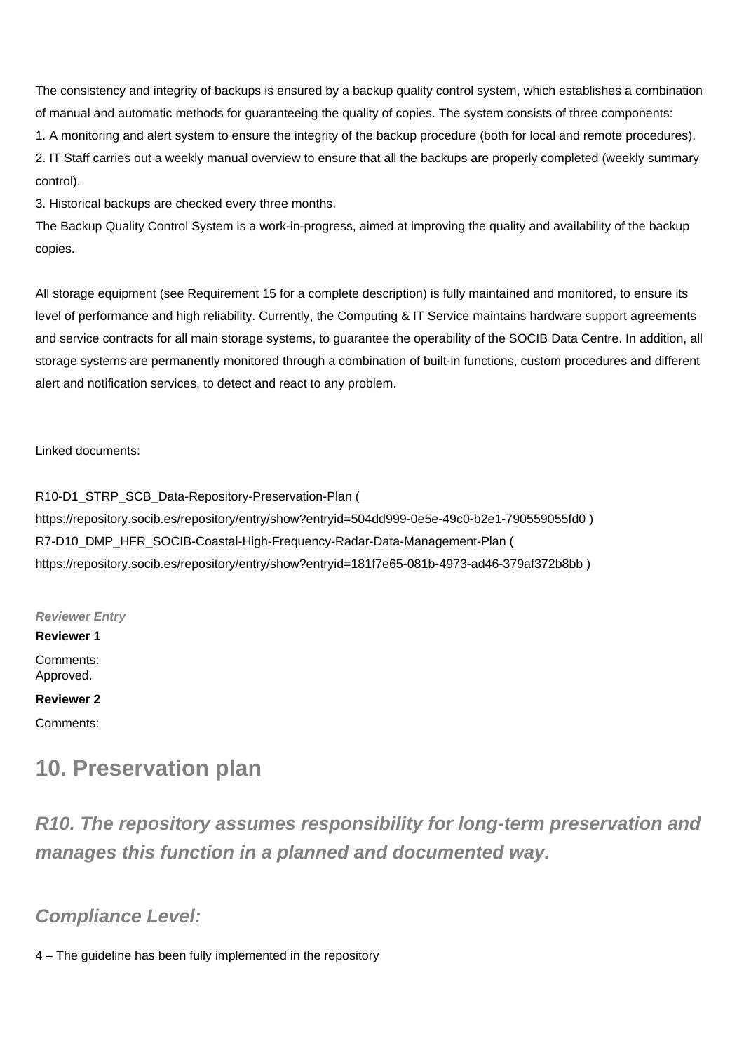The consistency and integrity of backups is ensured by a backup quality control system, which establishes a combination of manual and automatic methods for guaranteeing the quality of copies. The system consists of three components:

1. A monitoring and alert system to ensure the integrity of the backup procedure (both for local and remote procedures).
2. IT Staff carries out a weekly manual overview to ensure that all the backups are properly completed (weekly summary control).
3. Historical backups are checked every three months.

The Backup Quality Control System is a work-in-progress, aimed at improving the quality and availability of the backup copies.

All storage equipment (see Requirement 15 for a complete description) is fully maintained and monitored, to ensure its level of performance and high reliability. Currently, the Computing & IT Service maintains hardware support agreements and service contracts for all main storage systems, to guarantee the operability of the SOCIB Data Centre. In addition, all storage systems are permanently monitored through a combination of built-in functions, custom procedures and different alert and notification services, to detect and react to any problem.

Linked documents:

R10-D1_STRP_SCB_Data-Repository-Preservation-Plan ( https://repository.socib.es/repository/entry/show?entryid=504dd999-0e5e-49c0-b2e1-790559055fd0 )
R7-D10_DMP_HFR_SOCIB-Coastal-High-Frequency-Radar-Data-Management-Plan ( https://repository.socib.es/repository/entry/show?entryid=181f7e65-081b-4973-ad46-379af372b8bb )

***Reviewer Entry***

**Reviewer 1**

Comments:
Approved.

**Reviewer 2**

Comments:

## 10. Preservation plan

### *R10. The repository assumes responsibility for long-term preservation and manages this function in a planned and documented way.*

### *Compliance Level:*

4 – The guideline has been fully implemented in the repository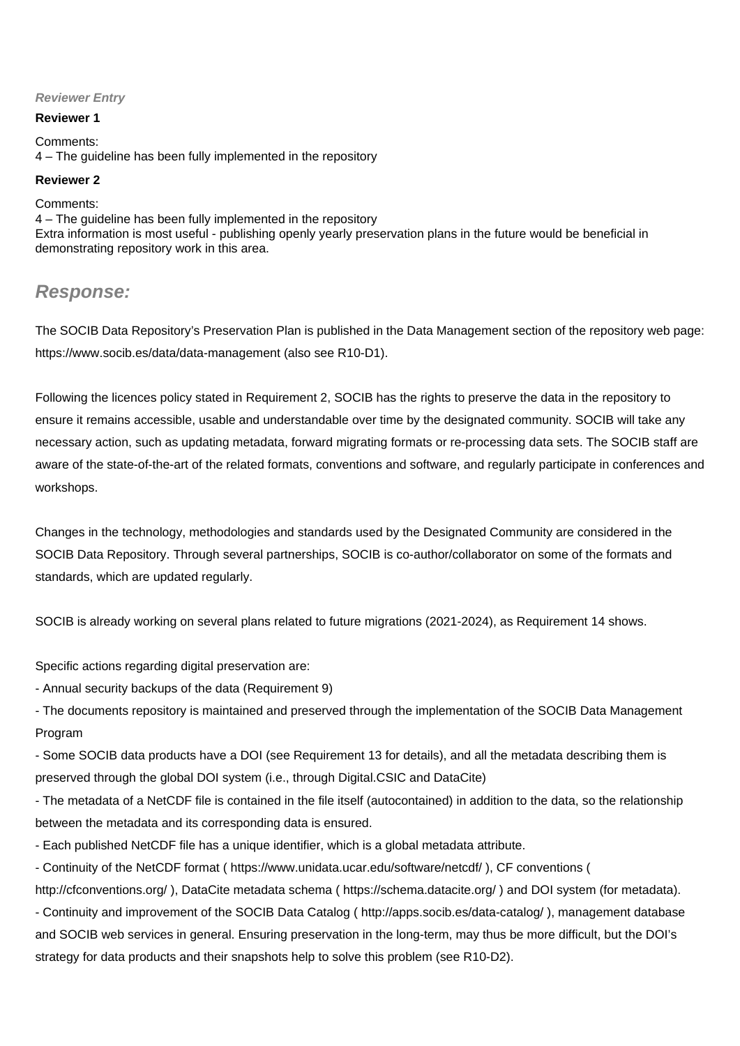*Reviewer Entry*

**Reviewer 1**

Comments:
4 – The guideline has been fully implemented in the repository

**Reviewer 2**

Comments:
4 – The guideline has been fully implemented in the repository
Extra information is most useful - publishing openly yearly preservation plans in the future would be beneficial in demonstrating repository work in this area.

## *Response:*

The SOCIB Data Repository's Preservation Plan is published in the Data Management section of the repository web page: https://www.socib.es/data/data-management (also see R10-D1).

Following the licences policy stated in Requirement 2, SOCIB has the rights to preserve the data in the repository to ensure it remains accessible, usable and understandable over time by the designated community. SOCIB will take any necessary action, such as updating metadata, forward migrating formats or re-processing data sets. The SOCIB staff are aware of the state-of-the-art of the related formats, conventions and software, and regularly participate in conferences and workshops.

Changes in the technology, methodologies and standards used by the Designated Community are considered in the SOCIB Data Repository. Through several partnerships, SOCIB is co-author/collaborator on some of the formats and standards, which are updated regularly.

SOCIB is already working on several plans related to future migrations (2021-2024), as Requirement 14 shows.

Specific actions regarding digital preservation are:

- Annual security backups of the data (Requirement 9)
- The documents repository is maintained and preserved through the implementation of the SOCIB Data Management Program
- Some SOCIB data products have a DOI (see Requirement 13 for details), and all the metadata describing them is preserved through the global DOI system (i.e., through Digital.CSIC and DataCite)
- The metadata of a NetCDF file is contained in the file itself (autocontained) in addition to the data, so the relationship between the metadata and its corresponding data is ensured.
- Each published NetCDF file has a unique identifier, which is a global metadata attribute.
- Continuity of the NetCDF format ( https://www.unidata.ucar.edu/software/netcdf/ ), CF conventions ( http://cfconventions.org/ ), DataCite metadata schema ( https://schema.datacite.org/ ) and DOI system (for metadata).
- Continuity and improvement of the SOCIB Data Catalog ( http://apps.socib.es/data-catalog/ ), management database and SOCIB web services in general. Ensuring preservation in the long-term, may thus be more difficult, but the DOI's strategy for data products and their snapshots help to solve this problem (see R10-D2).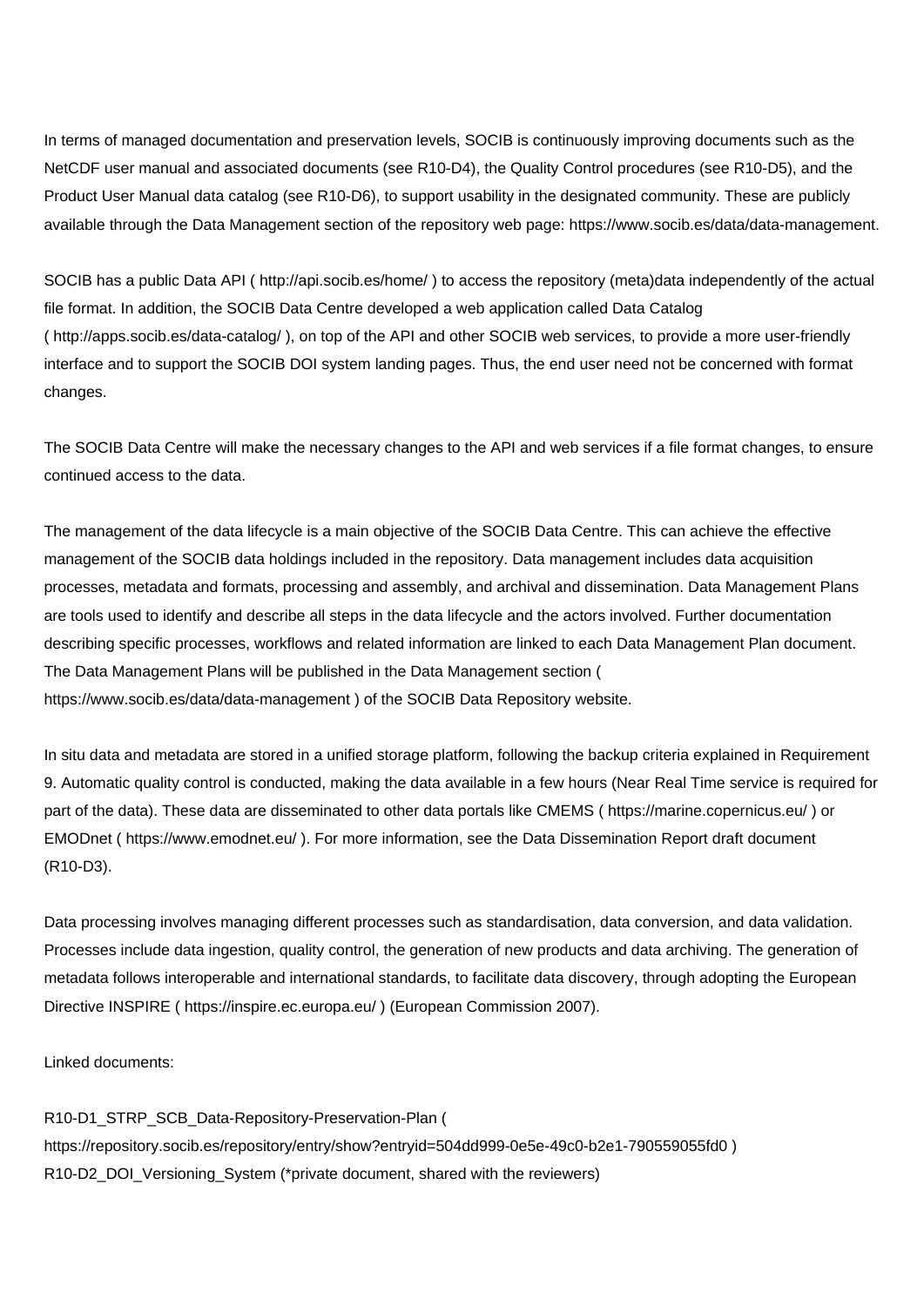In terms of managed documentation and preservation levels, SOCIB is continuously improving documents such as the NetCDF user manual and associated documents (see R10-D4), the Quality Control procedures (see R10-D5), and the Product User Manual data catalog (see R10-D6), to support usability in the designated community. These are publicly available through the Data Management section of the repository web page: https://www.socib.es/data/data-management.

SOCIB has a public Data API ( http://api.socib.es/home/ ) to access the repository (meta)data independently of the actual file format. In addition, the SOCIB Data Centre developed a web application called Data Catalog ( http://apps.socib.es/data-catalog/ ), on top of the API and other SOCIB web services, to provide a more user-friendly interface and to support the SOCIB DOI system landing pages. Thus, the end user need not be concerned with format changes.

The SOCIB Data Centre will make the necessary changes to the API and web services if a file format changes, to ensure continued access to the data.

The management of the data lifecycle is a main objective of the SOCIB Data Centre. This can achieve the effective management of the SOCIB data holdings included in the repository. Data management includes data acquisition processes, metadata and formats, processing and assembly, and archival and dissemination. Data Management Plans are tools used to identify and describe all steps in the data lifecycle and the actors involved. Further documentation describing specific processes, workflows and related information are linked to each Data Management Plan document. The Data Management Plans will be published in the Data Management section ( https://www.socib.es/data/data-management ) of the SOCIB Data Repository website.

In situ data and metadata are stored in a unified storage platform, following the backup criteria explained in Requirement 9. Automatic quality control is conducted, making the data available in a few hours (Near Real Time service is required for part of the data). These data are disseminated to other data portals like CMEMS ( https://marine.copernicus.eu/ ) or EMODnet ( https://www.emodnet.eu/ ). For more information, see the Data Dissemination Report draft document (R10-D3).

Data processing involves managing different processes such as standardisation, data conversion, and data validation. Processes include data ingestion, quality control, the generation of new products and data archiving. The generation of metadata follows interoperable and international standards, to facilitate data discovery, through adopting the European Directive INSPIRE ( https://inspire.ec.europa.eu/ ) (European Commission 2007).

Linked documents:

R10-D1_STRP_SCB_Data-Repository-Preservation-Plan ( https://repository.socib.es/repository/entry/show?entryid=504dd999-0e5e-49c0-b2e1-790559055fd0 )
R10-D2_DOI_Versioning_System (*private document, shared with the reviewers)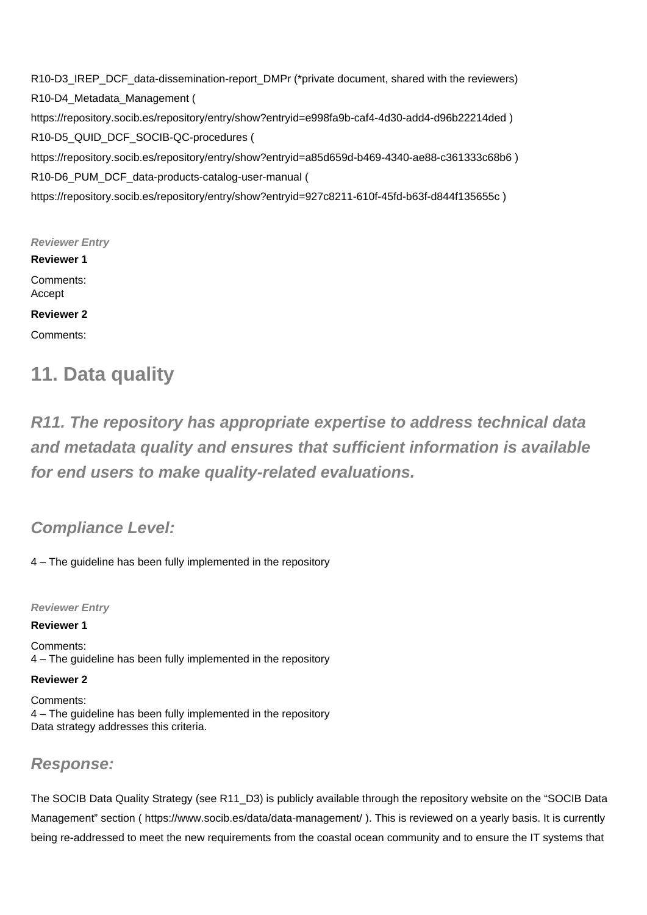R10-D3_IREP_DCF_data-dissemination-report_DMPr (*private document, shared with the reviewers)

R10-D4_Metadata_Management ( https://repository.socib.es/repository/entry/show?entryid=e998fa9b-caf4-4d30-add4-d96b22214ded )

R10-D5_QUID_DCF_SOCIB-QC-procedures ( https://repository.socib.es/repository/entry/show?entryid=a85d659d-b469-4340-ae88-c361333c68b6 )

R10-D6_PUM_DCF_data-products-catalog-user-manual ( https://repository.socib.es/repository/entry/show?entryid=927c8211-610f-45fd-b63f-d844f135655c )

***Reviewer Entry***

**Reviewer 1**

Comments:
Accept

**Reviewer 2**

Comments:

## 11. Data quality

### *R11. The repository has appropriate expertise to address technical data and metadata quality and ensures that sufficient information is available for end users to make quality-related evaluations.*

### *Compliance Level:*

4 – The guideline has been fully implemented in the repository

***Reviewer Entry***

**Reviewer 1**

Comments:
4 – The guideline has been fully implemented in the repository

**Reviewer 2**

Comments:
4 – The guideline has been fully implemented in the repository
Data strategy addresses this criteria.

### *Response:*

The SOCIB Data Quality Strategy (see R11_D3) is publicly available through the repository website on the "SOCIB Data Management" section ( https://www.socib.es/data/data-management/ ). This is reviewed on a yearly basis. It is currently being re-addressed to meet the new requirements from the coastal ocean community and to ensure the IT systems that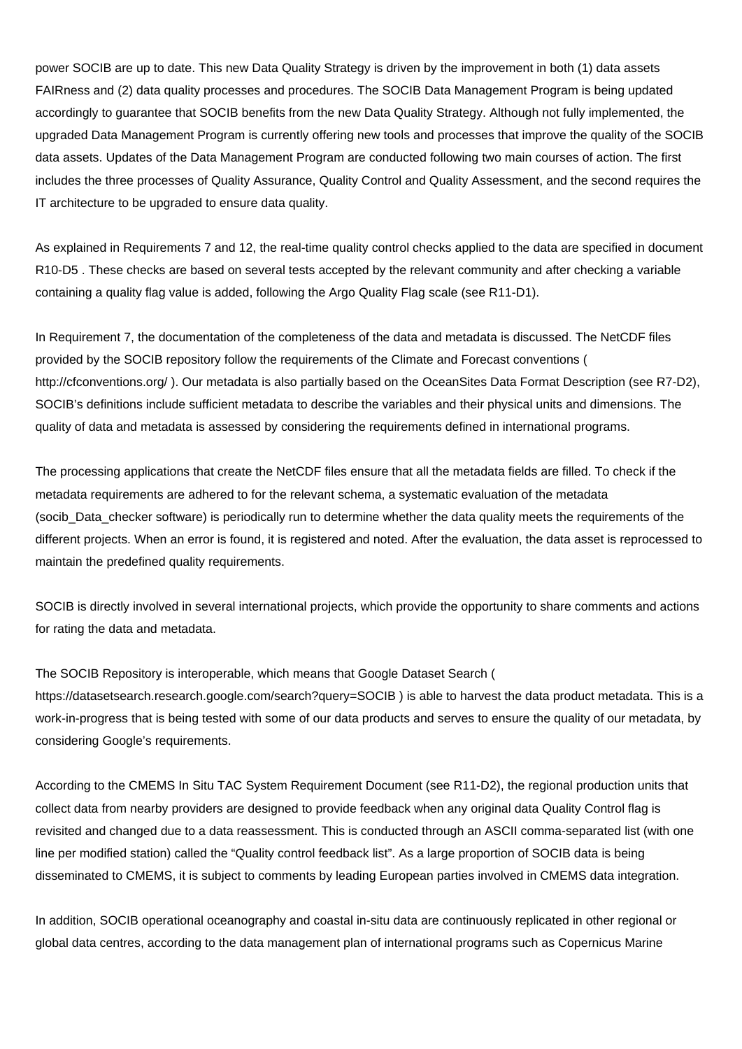power SOCIB are up to date. This new Data Quality Strategy is driven by the improvement in both (1) data assets FAIRness and (2) data quality processes and procedures. The SOCIB Data Management Program is being updated accordingly to guarantee that SOCIB benefits from the new Data Quality Strategy. Although not fully implemented, the upgraded Data Management Program is currently offering new tools and processes that improve the quality of the SOCIB data assets. Updates of the Data Management Program are conducted following two main courses of action. The first includes the three processes of Quality Assurance, Quality Control and Quality Assessment, and the second requires the IT architecture to be upgraded to ensure data quality.

As explained in Requirements 7 and 12, the real-time quality control checks applied to the data are specified in document R10-D5 . These checks are based on several tests accepted by the relevant community and after checking a variable containing a quality flag value is added, following the Argo Quality Flag scale (see R11-D1).

In Requirement 7, the documentation of the completeness of the data and metadata is discussed. The NetCDF files provided by the SOCIB repository follow the requirements of the Climate and Forecast conventions ( http://cfconventions.org/ ). Our metadata is also partially based on the OceanSites Data Format Description (see R7-D2), SOCIB's definitions include sufficient metadata to describe the variables and their physical units and dimensions. The quality of data and metadata is assessed by considering the requirements defined in international programs.

The processing applications that create the NetCDF files ensure that all the metadata fields are filled. To check if the metadata requirements are adhered to for the relevant schema, a systematic evaluation of the metadata (socib_Data_checker software) is periodically run to determine whether the data quality meets the requirements of the different projects. When an error is found, it is registered and noted. After the evaluation, the data asset is reprocessed to maintain the predefined quality requirements.

SOCIB is directly involved in several international projects, which provide the opportunity to share comments and actions for rating the data and metadata.

The SOCIB Repository is interoperable, which means that Google Dataset Search ( https://datasetsearch.research.google.com/search?query=SOCIB ) is able to harvest the data product metadata. This is a work-in-progress that is being tested with some of our data products and serves to ensure the quality of our metadata, by considering Google's requirements.

According to the CMEMS In Situ TAC System Requirement Document (see R11-D2), the regional production units that collect data from nearby providers are designed to provide feedback when any original data Quality Control flag is revisited and changed due to a data reassessment. This is conducted through an ASCII comma-separated list (with one line per modified station) called the "Quality control feedback list". As a large proportion of SOCIB data is being disseminated to CMEMS, it is subject to comments by leading European parties involved in CMEMS data integration.

In addition, SOCIB operational oceanography and coastal in-situ data are continuously replicated in other regional or global data centres, according to the data management plan of international programs such as Copernicus Marine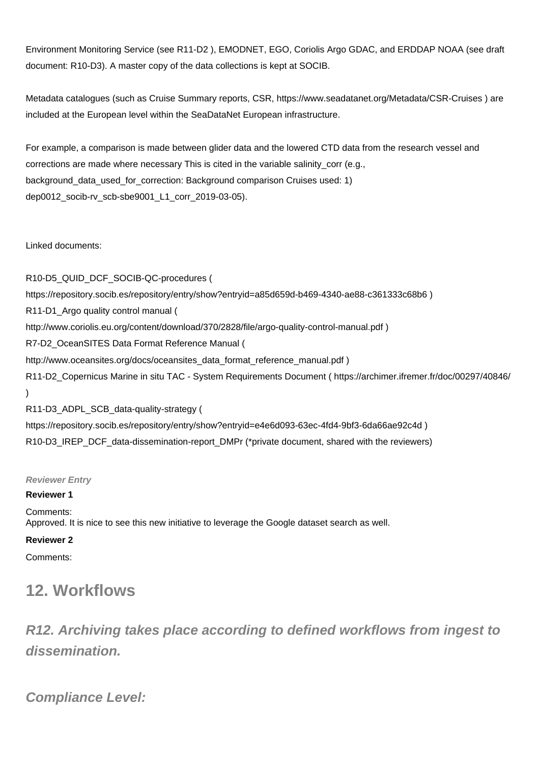Environment Monitoring Service (see R11-D2 ), EMODNET, EGO, Coriolis Argo GDAC, and ERDDAP NOAA (see draft document: R10-D3). A master copy of the data collections is kept at SOCIB.

Metadata catalogues (such as Cruise Summary reports, CSR, https://www.seadatanet.org/Metadata/CSR-Cruises ) are included at the European level within the SeaDataNet European infrastructure.

For example, a comparison is made between glider data and the lowered CTD data from the research vessel and corrections are made where necessary This is cited in the variable salinity_corr (e.g., background_data_used_for_correction: Background comparison Cruises used: 1) dep0012_socib-rv_scb-sbe9001_L1_corr_2019-03-05).

Linked documents:

R10-D5_QUID_DCF_SOCIB-QC-procedures ( https://repository.socib.es/repository/entry/show?entryid=a85d659d-b469-4340-ae88-c361333c68b6 )
R11-D1_Argo quality control manual ( http://www.coriolis.eu.org/content/download/370/2828/file/argo-quality-control-manual.pdf )
R7-D2_OceanSITES Data Format Reference Manual ( http://www.oceansites.org/docs/oceansites_data_format_reference_manual.pdf )
R11-D2_Copernicus Marine in situ TAC - System Requirements Document ( https://archimer.ifremer.fr/doc/00297/40846/ )
R11-D3_ADPL_SCB_data-quality-strategy ( https://repository.socib.es/repository/entry/show?entryid=e4e6d093-63ec-4fd4-9bf3-6da66ae92c4d )
R10-D3_IREP_DCF_data-dissemination-report_DMPr (*private document, shared with the reviewers)

***Reviewer Entry***

**Reviewer 1**

Comments:
Approved. It is nice to see this new initiative to leverage the Google dataset search as well.

**Reviewer 2**

Comments:

## 12. Workflows

### *R12. Archiving takes place according to defined workflows from ingest to dissemination.*

### *Compliance Level:*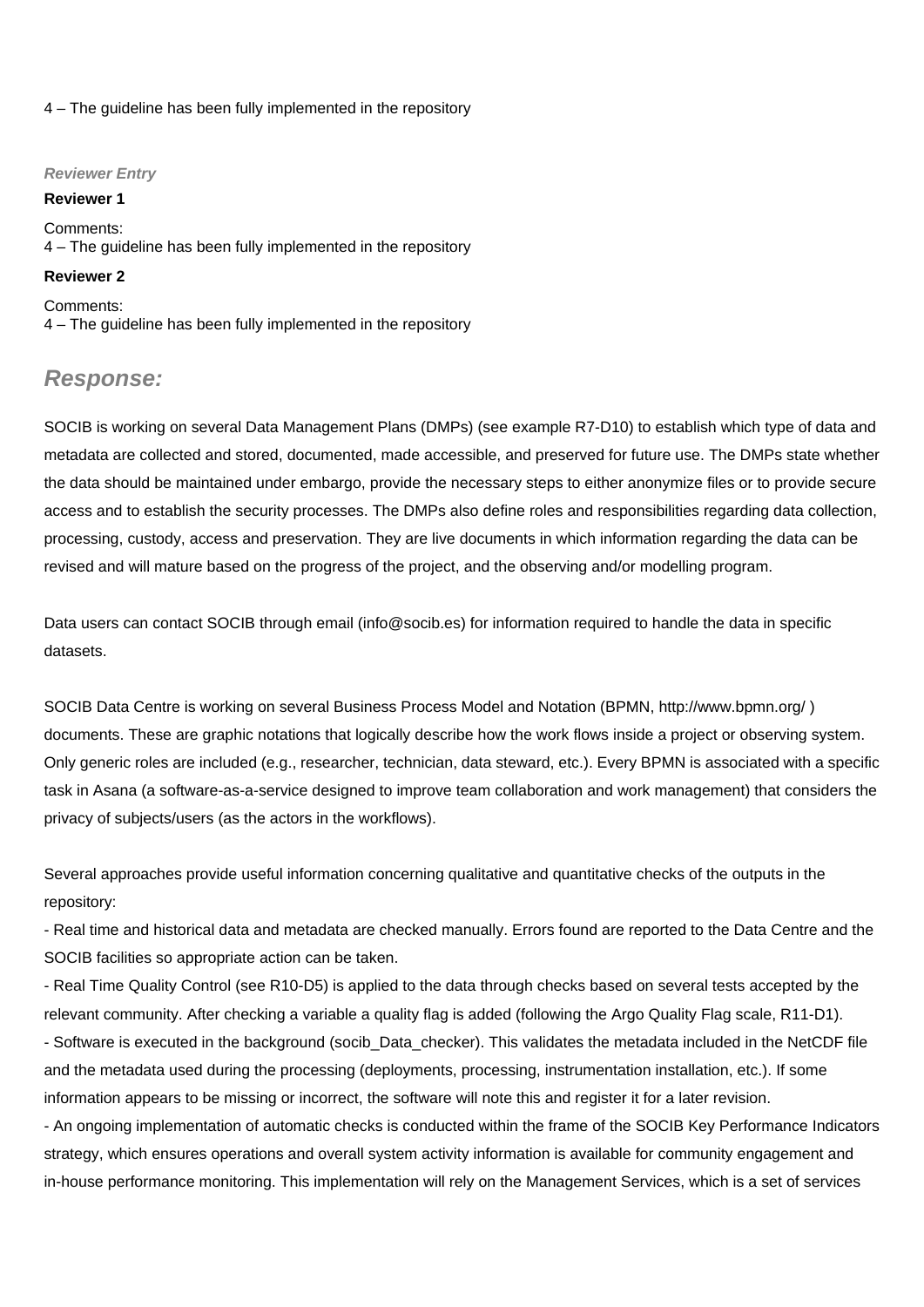4 – The guideline has been fully implemented in the repository

***Reviewer Entry***

**Reviewer 1**

Comments:
4 – The guideline has been fully implemented in the repository

**Reviewer 2**

Comments:
4 – The guideline has been fully implemented in the repository

## *Response:*

SOCIB is working on several Data Management Plans (DMPs) (see example R7-D10) to establish which type of data and metadata are collected and stored, documented, made accessible, and preserved for future use. The DMPs state whether the data should be maintained under embargo, provide the necessary steps to either anonymize files or to provide secure access and to establish the security processes. The DMPs also define roles and responsibilities regarding data collection, processing, custody, access and preservation. They are live documents in which information regarding the data can be revised and will mature based on the progress of the project, and the observing and/or modelling program.

Data users can contact SOCIB through email (info@socib.es) for information required to handle the data in specific datasets.

SOCIB Data Centre is working on several Business Process Model and Notation (BPMN, http://www.bpmn.org/ ) documents. These are graphic notations that logically describe how the work flows inside a project or observing system. Only generic roles are included (e.g., researcher, technician, data steward, etc.). Every BPMN is associated with a specific task in Asana (a software-as-a-service designed to improve team collaboration and work management) that considers the privacy of subjects/users (as the actors in the workflows).

Several approaches provide useful information concerning qualitative and quantitative checks of the outputs in the repository:
- Real time and historical data and metadata are checked manually. Errors found are reported to the Data Centre and the SOCIB facilities so appropriate action can be taken.
- Real Time Quality Control (see R10-D5) is applied to the data through checks based on several tests accepted by the relevant community. After checking a variable a quality flag is added (following the Argo Quality Flag scale, R11-D1).
- Software is executed in the background (socib_Data_checker). This validates the metadata included in the NetCDF file and the metadata used during the processing (deployments, processing, instrumentation installation, etc.). If some information appears to be missing or incorrect, the software will note this and register it for a later revision.
- An ongoing implementation of automatic checks is conducted within the frame of the SOCIB Key Performance Indicators strategy, which ensures operations and overall system activity information is available for community engagement and in-house performance monitoring. This implementation will rely on the Management Services, which is a set of services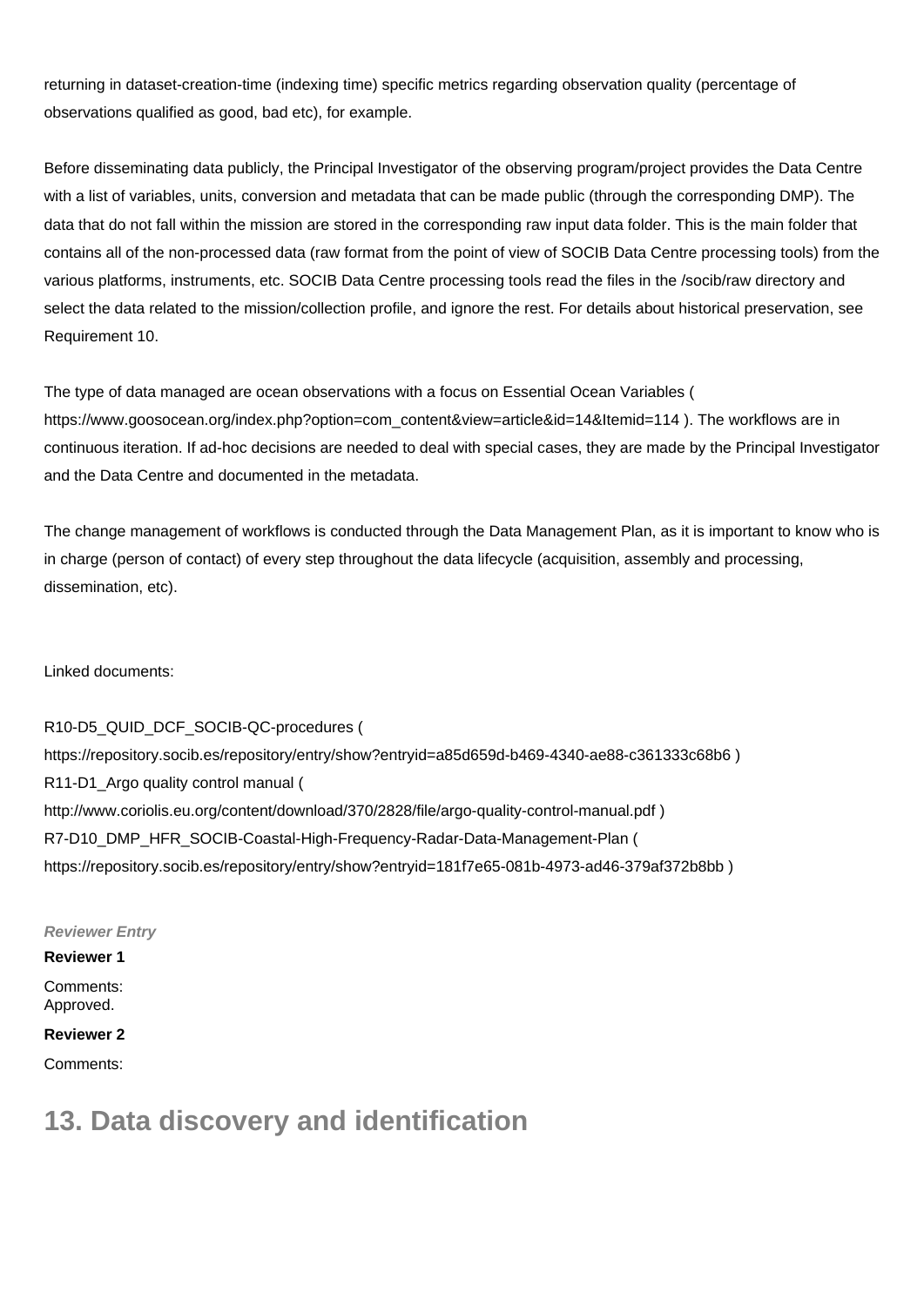returning in dataset-creation-time (indexing time) specific metrics regarding observation quality (percentage of observations qualified as good, bad etc), for example.

Before disseminating data publicly, the Principal Investigator of the observing program/project provides the Data Centre with a list of variables, units, conversion and metadata that can be made public (through the corresponding DMP). The data that do not fall within the mission are stored in the corresponding raw input data folder. This is the main folder that contains all of the non-processed data (raw format from the point of view of SOCIB Data Centre processing tools) from the various platforms, instruments, etc. SOCIB Data Centre processing tools read the files in the /socib/raw directory and select the data related to the mission/collection profile, and ignore the rest. For details about historical preservation, see Requirement 10.

The type of data managed are ocean observations with a focus on Essential Ocean Variables ( https://www.goosocean.org/index.php?option=com_content&view=article&id=14&Itemid=114 ). The workflows are in continuous iteration. If ad-hoc decisions are needed to deal with special cases, they are made by the Principal Investigator and the Data Centre and documented in the metadata.

The change management of workflows is conducted through the Data Management Plan, as it is important to know who is in charge (person of contact) of every step throughout the data lifecycle (acquisition, assembly and processing, dissemination, etc).

Linked documents:

R10-D5_QUID_DCF_SOCIB-QC-procedures ( https://repository.socib.es/repository/entry/show?entryid=a85d659d-b469-4340-ae88-c361333c68b6 )
R11-D1_Argo quality control manual ( http://www.coriolis.eu.org/content/download/370/2828/file/argo-quality-control-manual.pdf )
R7-D10_DMP_HFR_SOCIB-Coastal-High-Frequency-Radar-Data-Management-Plan ( https://repository.socib.es/repository/entry/show?entryid=181f7e65-081b-4973-ad46-379af372b8bb )

***Reviewer Entry***

**Reviewer 1**

Comments:
Approved.

**Reviewer 2**

Comments:

## 13. Data discovery and identification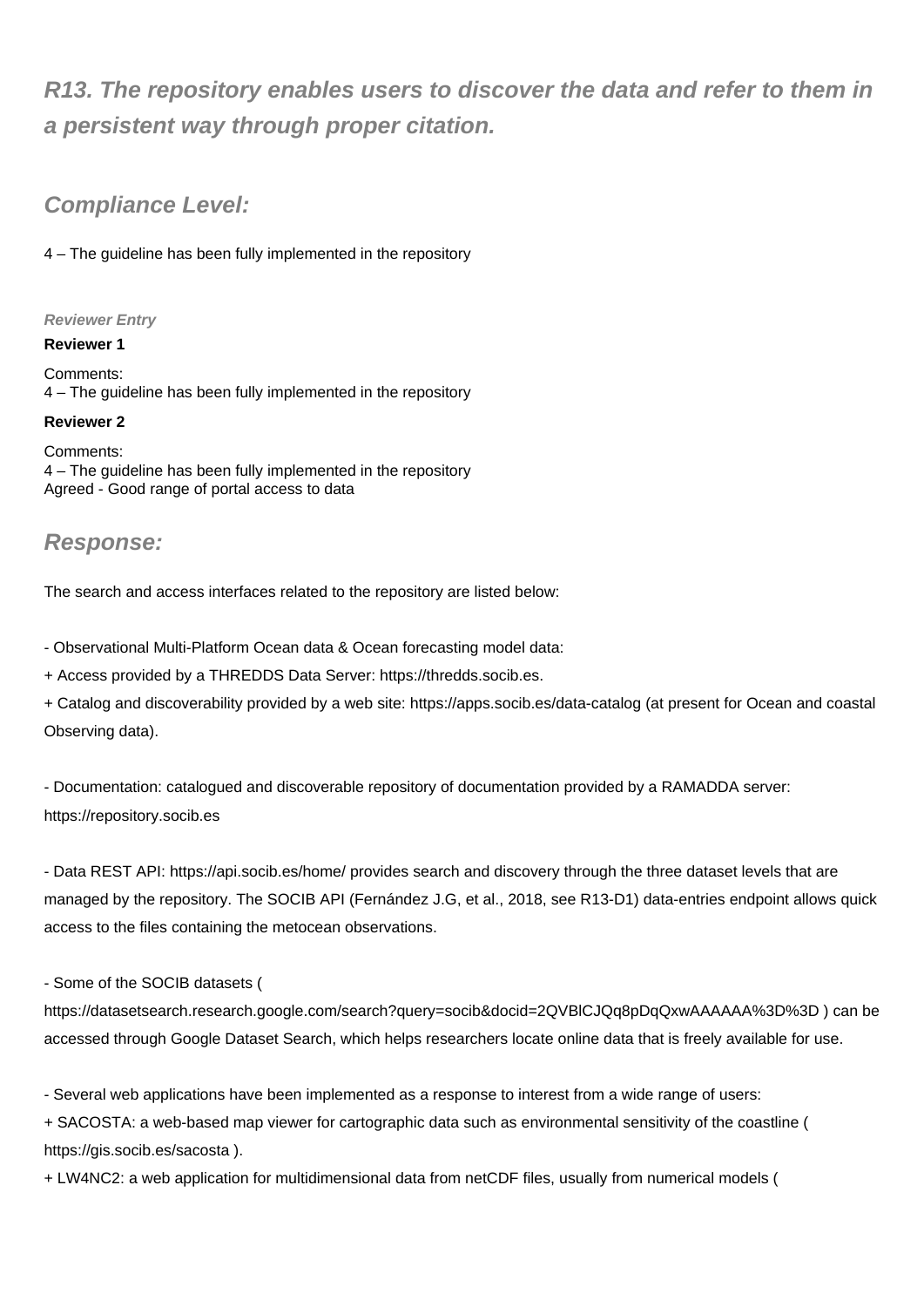## *R13. The repository enables users to discover the data and refer to them in a persistent way through proper citation.*

## *Compliance Level:*

4 – The guideline has been fully implemented in the repository

##### *Reviewer Entry*

**Reviewer 1**

Comments:
4 – The guideline has been fully implemented in the repository

**Reviewer 2**

Comments:
4 – The guideline has been fully implemented in the repository
Agreed - Good range of portal access to data

## *Response:*

The search and access interfaces related to the repository are listed below:

- Observational Multi-Platform Ocean data & Ocean forecasting model data:

+ Access provided by a THREDDS Data Server: https://thredds.socib.es.

+ Catalog and discoverability provided by a web site: https://apps.socib.es/data-catalog (at present for Ocean and coastal Observing data).

- Documentation: catalogued and discoverable repository of documentation provided by a RAMADDA server: https://repository.socib.es

- Data REST API: https://api.socib.es/home/ provides search and discovery through the three dataset levels that are managed by the repository. The SOCIB API (Fernández J.G, et al., 2018, see R13-D1) data-entries endpoint allows quick access to the files containing the metocean observations.

- Some of the SOCIB datasets ( https://datasetsearch.research.google.com/search?query=socib&docid=2QVBlCJQq8pDqQxwAAAAAA%3D%3D ) can be accessed through Google Dataset Search, which helps researchers locate online data that is freely available for use.

- Several web applications have been implemented as a response to interest from a wide range of users:

+ SACOSTA: a web-based map viewer for cartographic data such as environmental sensitivity of the coastline ( https://gis.socib.es/sacosta ).

+ LW4NC2: a web application for multidimensional data from netCDF files, usually from numerical models (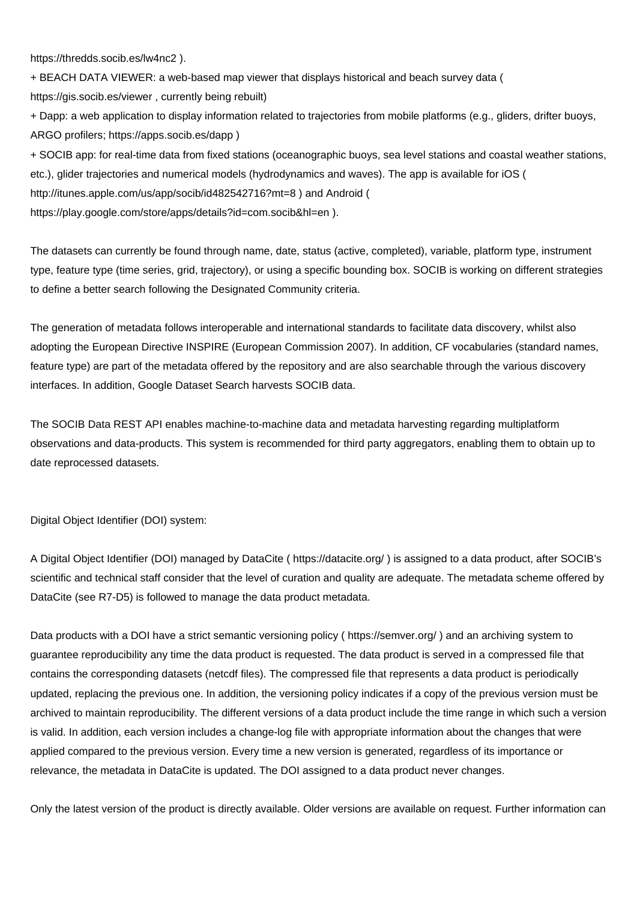https://thredds.socib.es/lw4nc2 ).

+ BEACH DATA VIEWER: a web-based map viewer that displays historical and beach survey data ( https://gis.socib.es/viewer , currently being rebuilt)

+ Dapp: a web application to display information related to trajectories from mobile platforms (e.g., gliders, drifter buoys, ARGO profilers; https://apps.socib.es/dapp )

+ SOCIB app: for real-time data from fixed stations (oceanographic buoys, sea level stations and coastal weather stations, etc.), glider trajectories and numerical models (hydrodynamics and waves). The app is available for iOS ( http://itunes.apple.com/us/app/socib/id482542716?mt=8 ) and Android ( https://play.google.com/store/apps/details?id=com.socib&hl=en ).

The datasets can currently be found through name, date, status (active, completed), variable, platform type, instrument type, feature type (time series, grid, trajectory), or using a specific bounding box. SOCIB is working on different strategies to define a better search following the Designated Community criteria.

The generation of metadata follows interoperable and international standards to facilitate data discovery, whilst also adopting the European Directive INSPIRE (European Commission 2007). In addition, CF vocabularies (standard names, feature type) are part of the metadata offered by the repository and are also searchable through the various discovery interfaces. In addition, Google Dataset Search harvests SOCIB data.

The SOCIB Data REST API enables machine-to-machine data and metadata harvesting regarding multiplatform observations and data-products. This system is recommended for third party aggregators, enabling them to obtain up to date reprocessed datasets.

Digital Object Identifier (DOI) system:

A Digital Object Identifier (DOI) managed by DataCite ( https://datacite.org/ ) is assigned to a data product, after SOCIB's scientific and technical staff consider that the level of curation and quality are adequate. The metadata scheme offered by DataCite (see R7-D5) is followed to manage the data product metadata.

Data products with a DOI have a strict semantic versioning policy ( https://semver.org/ ) and an archiving system to guarantee reproducibility any time the data product is requested. The data product is served in a compressed file that contains the corresponding datasets (netcdf files). The compressed file that represents a data product is periodically updated, replacing the previous one. In addition, the versioning policy indicates if a copy of the previous version must be archived to maintain reproducibility. The different versions of a data product include the time range in which such a version is valid. In addition, each version includes a change-log file with appropriate information about the changes that were applied compared to the previous version. Every time a new version is generated, regardless of its importance or relevance, the metadata in DataCite is updated. The DOI assigned to a data product never changes.

Only the latest version of the product is directly available. Older versions are available on request. Further information can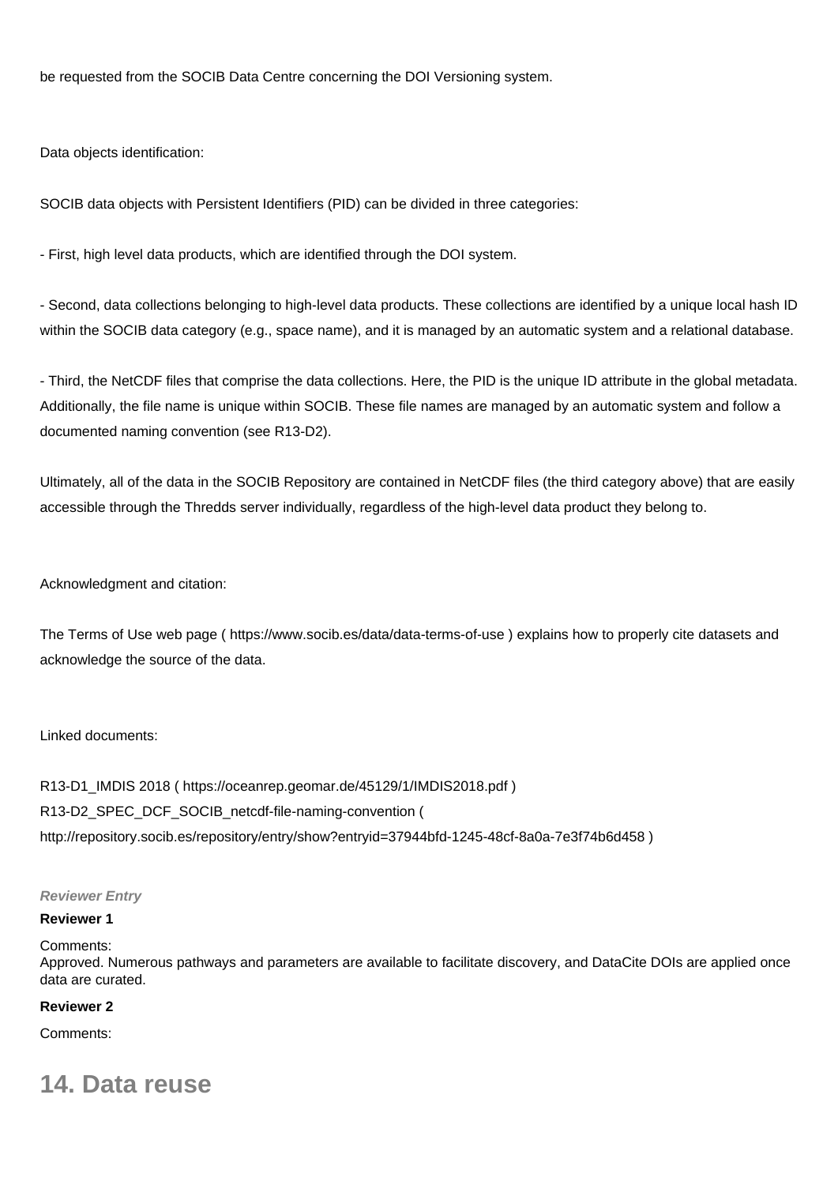be requested from the SOCIB Data Centre concerning the DOI Versioning system.

Data objects identification:

SOCIB data objects with Persistent Identifiers (PID) can be divided in three categories:

- First, high level data products, which are identified through the DOI system.

- Second, data collections belonging to high-level data products. These collections are identified by a unique local hash ID within the SOCIB data category (e.g., space name), and it is managed by an automatic system and a relational database.

- Third, the NetCDF files that comprise the data collections. Here, the PID is the unique ID attribute in the global metadata. Additionally, the file name is unique within SOCIB. These file names are managed by an automatic system and follow a documented naming convention (see R13-D2).

Ultimately, all of the data in the SOCIB Repository are contained in NetCDF files (the third category above) that are easily accessible through the Thredds server individually, regardless of the high-level data product they belong to.

Acknowledgment and citation:

The Terms of Use web page ( https://www.socib.es/data/data-terms-of-use ) explains how to properly cite datasets and acknowledge the source of the data.

Linked documents:

R13-D1_IMDIS 2018 ( https://oceanrep.geomar.de/45129/1/IMDIS2018.pdf )
R13-D2_SPEC_DCF_SOCIB_netcdf-file-naming-convention (
http://repository.socib.es/repository/entry/show?entryid=37944bfd-1245-48cf-8a0a-7e3f74b6d458 )

***Reviewer Entry***

**Reviewer 1**

Comments:
Approved. Numerous pathways and parameters are available to facilitate discovery, and DataCite DOIs are applied once data are curated.

**Reviewer 2**

Comments:

## 14. Data reuse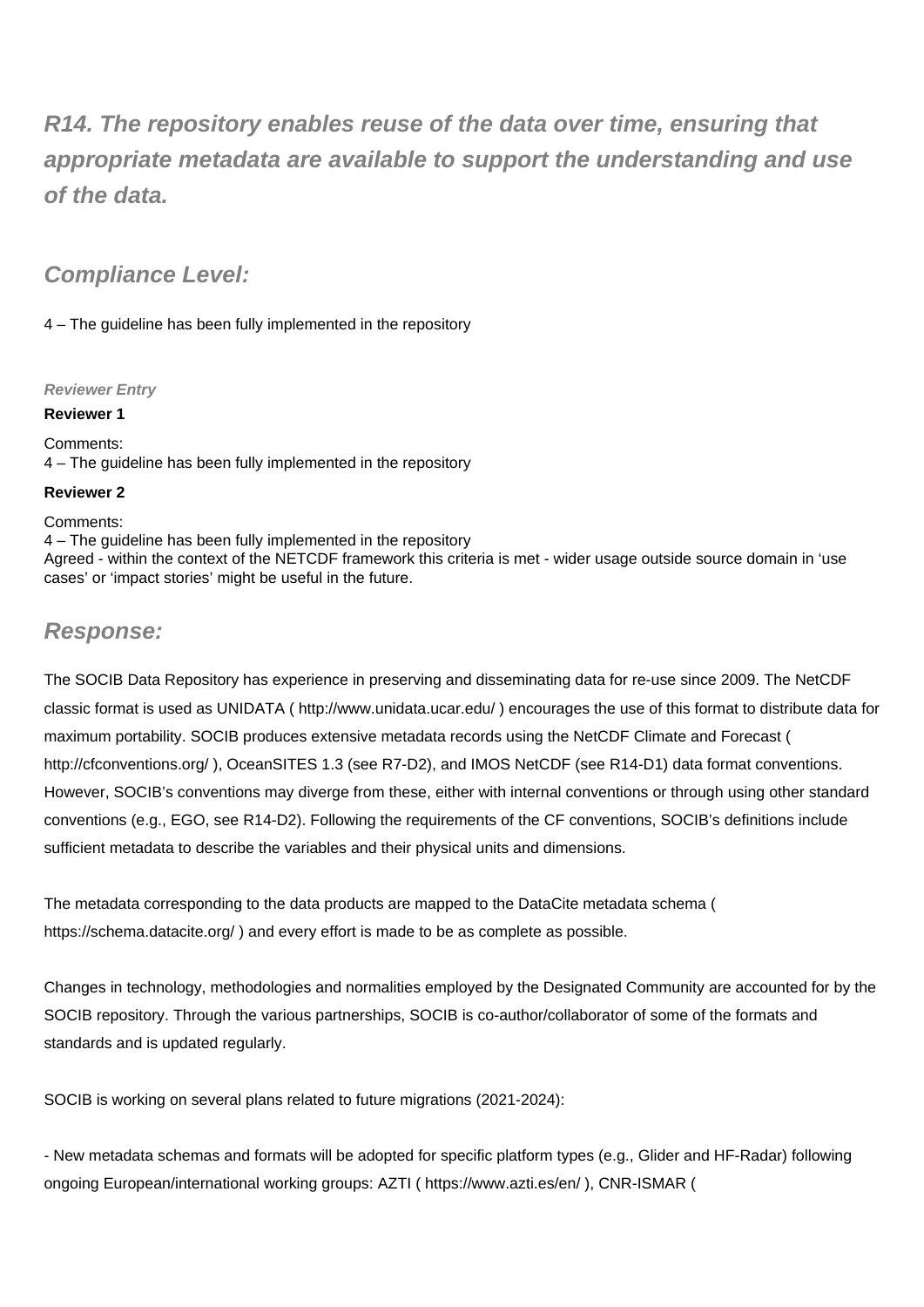## *R14. The repository enables reuse of the data over time, ensuring that appropriate metadata are available to support the understanding and use of the data.*

### *Compliance Level:*

4 – The guideline has been fully implemented in the repository

***Reviewer Entry***

**Reviewer 1**

Comments:
4 – The guideline has been fully implemented in the repository

**Reviewer 2**

Comments:
4 – The guideline has been fully implemented in the repository
Agreed - within the context of the NETCDF framework this criteria is met - wider usage outside source domain in 'use cases' or 'impact stories' might be useful in the future.

### *Response:*

The SOCIB Data Repository has experience in preserving and disseminating data for re-use since 2009. The NetCDF classic format is used as UNIDATA ( http://www.unidata.ucar.edu/ ) encourages the use of this format to distribute data for maximum portability. SOCIB produces extensive metadata records using the NetCDF Climate and Forecast ( http://cfconventions.org/ ), OceanSITES 1.3 (see R7-D2), and IMOS NetCDF (see R14-D1) data format conventions. However, SOCIB's conventions may diverge from these, either with internal conventions or through using other standard conventions (e.g., EGO, see R14-D2). Following the requirements of the CF conventions, SOCIB's definitions include sufficient metadata to describe the variables and their physical units and dimensions.

The metadata corresponding to the data products are mapped to the DataCite metadata schema ( https://schema.datacite.org/ ) and every effort is made to be as complete as possible.

Changes in technology, methodologies and normalities employed by the Designated Community are accounted for by the SOCIB repository. Through the various partnerships, SOCIB is co-author/collaborator of some of the formats and standards and is updated regularly.

SOCIB is working on several plans related to future migrations (2021-2024):

- New metadata schemas and formats will be adopted for specific platform types (e.g., Glider and HF-Radar) following ongoing European/international working groups: AZTI ( https://www.azti.es/en/ ), CNR-ISMAR (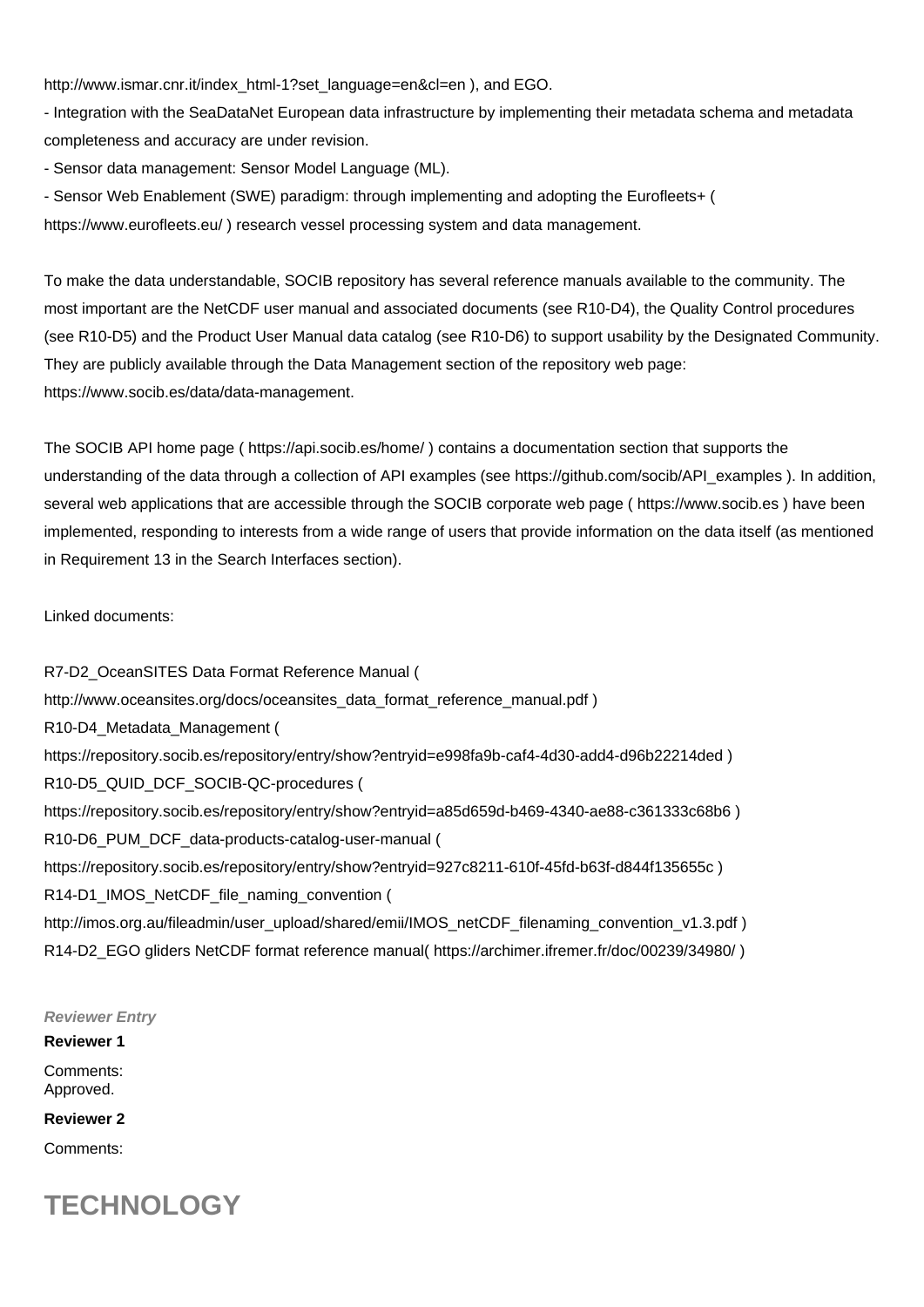http://www.ismar.cnr.it/index_html-1?set_language=en&cl=en ), and EGO.

- Integration with the SeaDataNet European data infrastructure by implementing their metadata schema and metadata completeness and accuracy are under revision.
- Sensor data management: Sensor Model Language (ML).
- Sensor Web Enablement (SWE) paradigm: through implementing and adopting the Eurofleets+ ( https://www.eurofleets.eu/ ) research vessel processing system and data management.

To make the data understandable, SOCIB repository has several reference manuals available to the community. The most important are the NetCDF user manual and associated documents (see R10-D4), the Quality Control procedures (see R10-D5) and the Product User Manual data catalog (see R10-D6) to support usability by the Designated Community. They are publicly available through the Data Management section of the repository web page: https://www.socib.es/data/data-management.

The SOCIB API home page ( https://api.socib.es/home/ ) contains a documentation section that supports the understanding of the data through a collection of API examples (see https://github.com/socib/API_examples ). In addition, several web applications that are accessible through the SOCIB corporate web page ( https://www.socib.es ) have been implemented, responding to interests from a wide range of users that provide information on the data itself (as mentioned in Requirement 13 in the Search Interfaces section).

Linked documents:

R7-D2_OceanSITES Data Format Reference Manual ( http://www.oceansites.org/docs/oceansites_data_format_reference_manual.pdf )
R10-D4_Metadata_Management ( https://repository.socib.es/repository/entry/show?entryid=e998fa9b-caf4-4d30-add4-d96b22214ded )
R10-D5_QUID_DCF_SOCIB-QC-procedures ( https://repository.socib.es/repository/entry/show?entryid=a85d659d-b469-4340-ae88-c361333c68b6 )
R10-D6_PUM_DCF_data-products-catalog-user-manual ( https://repository.socib.es/repository/entry/show?entryid=927c8211-610f-45fd-b63f-d844f135655c )
R14-D1_IMOS_NetCDF_file_naming_convention ( http://imos.org.au/fileadmin/user_upload/shared/emii/IMOS_netCDF_filenaming_convention_v1.3.pdf )
R14-D2_EGO gliders NetCDF format reference manual( https://archimer.ifremer.fr/doc/00239/34980/ )

***Reviewer Entry***

**Reviewer 1**

Comments:
Approved.

**Reviewer 2**

Comments:

# TECHNOLOGY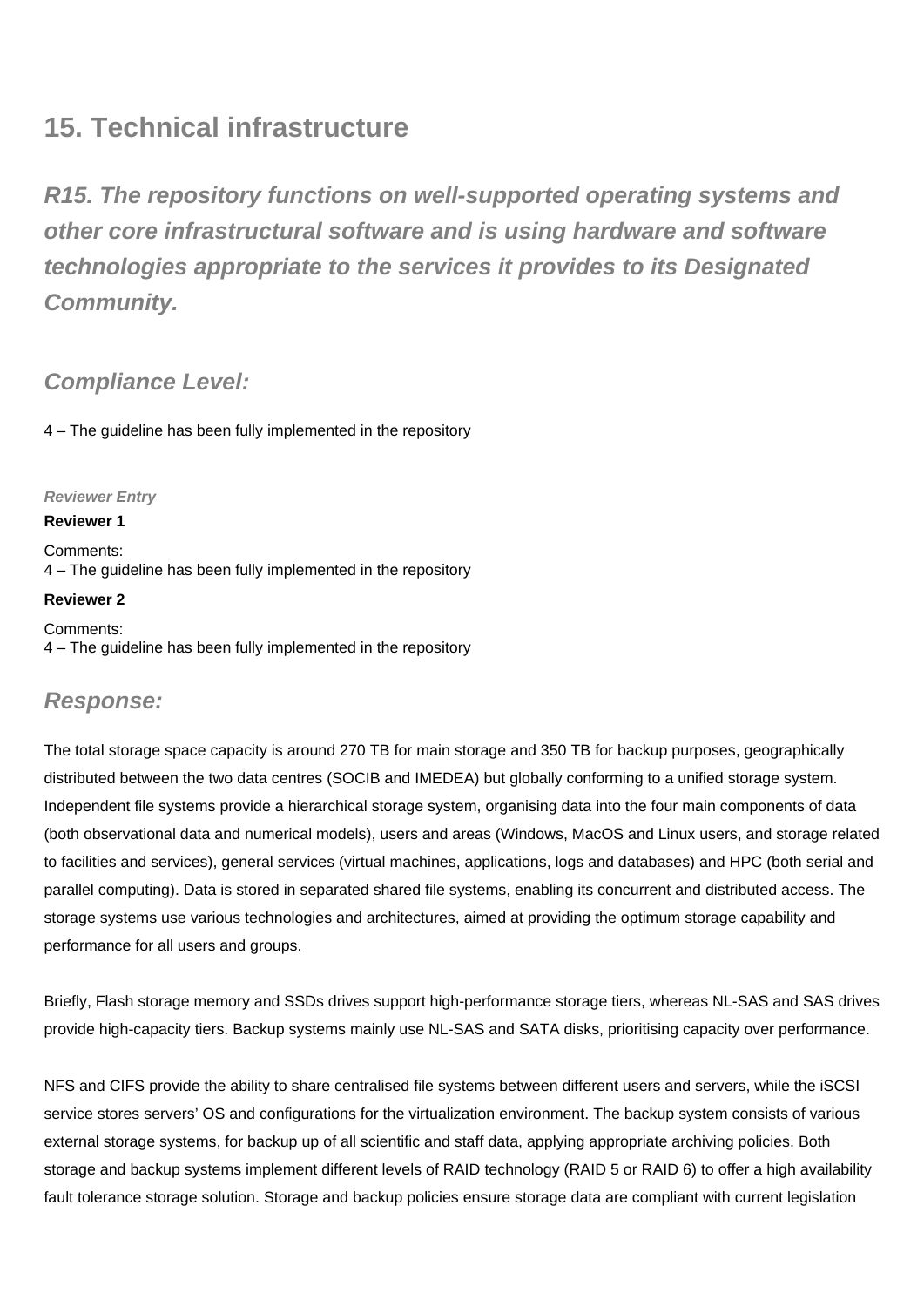## 15. Technical infrastructure

### *R15. The repository functions on well-supported operating systems and other core infrastructural software and is using hardware and software technologies appropriate to the services it provides to its Designated Community.*

### *Compliance Level:*

4 – The guideline has been fully implemented in the repository

***Reviewer Entry***

**Reviewer 1**

Comments:
4 – The guideline has been fully implemented in the repository

**Reviewer 2**

Comments:
4 – The guideline has been fully implemented in the repository

### *Response:*

The total storage space capacity is around 270 TB for main storage and 350 TB for backup purposes, geographically distributed between the two data centres (SOCIB and IMEDEA) but globally conforming to a unified storage system. Independent file systems provide a hierarchical storage system, organising data into the four main components of data (both observational data and numerical models), users and areas (Windows, MacOS and Linux users, and storage related to facilities and services), general services (virtual machines, applications, logs and databases) and HPC (both serial and parallel computing). Data is stored in separated shared file systems, enabling its concurrent and distributed access. The storage systems use various technologies and architectures, aimed at providing the optimum storage capability and performance for all users and groups.

Briefly, Flash storage memory and SSDs drives support high-performance storage tiers, whereas NL-SAS and SAS drives provide high-capacity tiers. Backup systems mainly use NL-SAS and SATA disks, prioritising capacity over performance.

NFS and CIFS provide the ability to share centralised file systems between different users and servers, while the iSCSI service stores servers' OS and configurations for the virtualization environment. The backup system consists of various external storage systems, for backup up of all scientific and staff data, applying appropriate archiving policies. Both storage and backup systems implement different levels of RAID technology (RAID 5 or RAID 6) to offer a high availability fault tolerance storage solution. Storage and backup policies ensure storage data are compliant with current legislation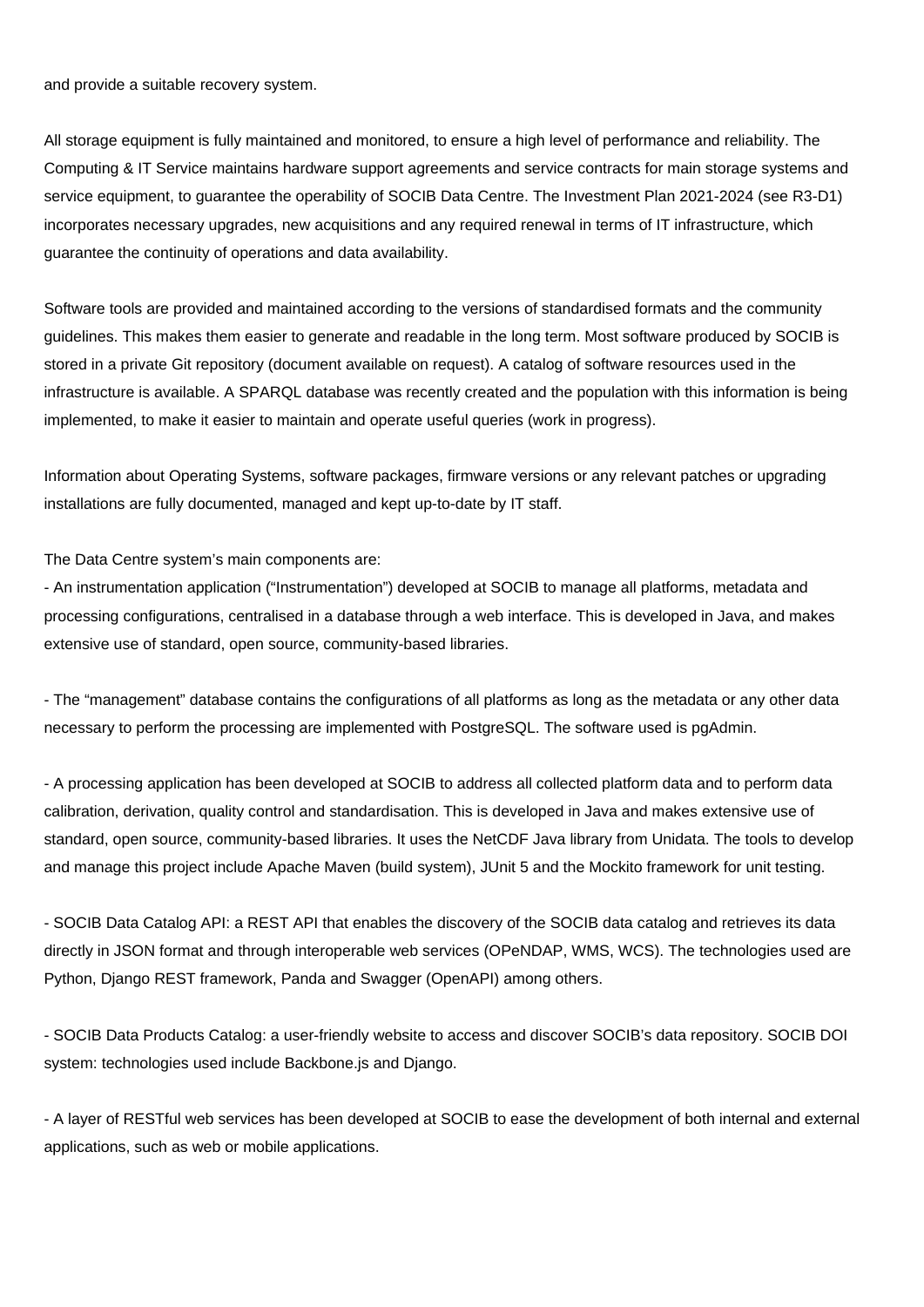and provide a suitable recovery system.

All storage equipment is fully maintained and monitored, to ensure a high level of performance and reliability. The Computing & IT Service maintains hardware support agreements and service contracts for main storage systems and service equipment, to guarantee the operability of SOCIB Data Centre. The Investment Plan 2021-2024 (see R3-D1) incorporates necessary upgrades, new acquisitions and any required renewal in terms of IT infrastructure, which guarantee the continuity of operations and data availability.

Software tools are provided and maintained according to the versions of standardised formats and the community guidelines. This makes them easier to generate and readable in the long term. Most software produced by SOCIB is stored in a private Git repository (document available on request). A catalog of software resources used in the infrastructure is available. A SPARQL database was recently created and the population with this information is being implemented, to make it easier to maintain and operate useful queries (work in progress).

Information about Operating Systems, software packages, firmware versions or any relevant patches or upgrading installations are fully documented, managed and kept up-to-date by IT staff.

The Data Centre system's main components are:

- An instrumentation application ("Instrumentation") developed at SOCIB to manage all platforms, metadata and processing configurations, centralised in a database through a web interface. This is developed in Java, and makes extensive use of standard, open source, community-based libraries.

- The "management" database contains the configurations of all platforms as long as the metadata or any other data necessary to perform the processing are implemented with PostgreSQL. The software used is pgAdmin.

- A processing application has been developed at SOCIB to address all collected platform data and to perform data calibration, derivation, quality control and standardisation. This is developed in Java and makes extensive use of standard, open source, community-based libraries. It uses the NetCDF Java library from Unidata. The tools to develop and manage this project include Apache Maven (build system), JUnit 5 and the Mockito framework for unit testing.

- SOCIB Data Catalog API: a REST API that enables the discovery of the SOCIB data catalog and retrieves its data directly in JSON format and through interoperable web services (OPeNDAP, WMS, WCS). The technologies used are Python, Django REST framework, Panda and Swagger (OpenAPI) among others.

- SOCIB Data Products Catalog: a user-friendly website to access and discover SOCIB's data repository. SOCIB DOI system: technologies used include Backbone.js and Django.

- A layer of RESTful web services has been developed at SOCIB to ease the development of both internal and external applications, such as web or mobile applications.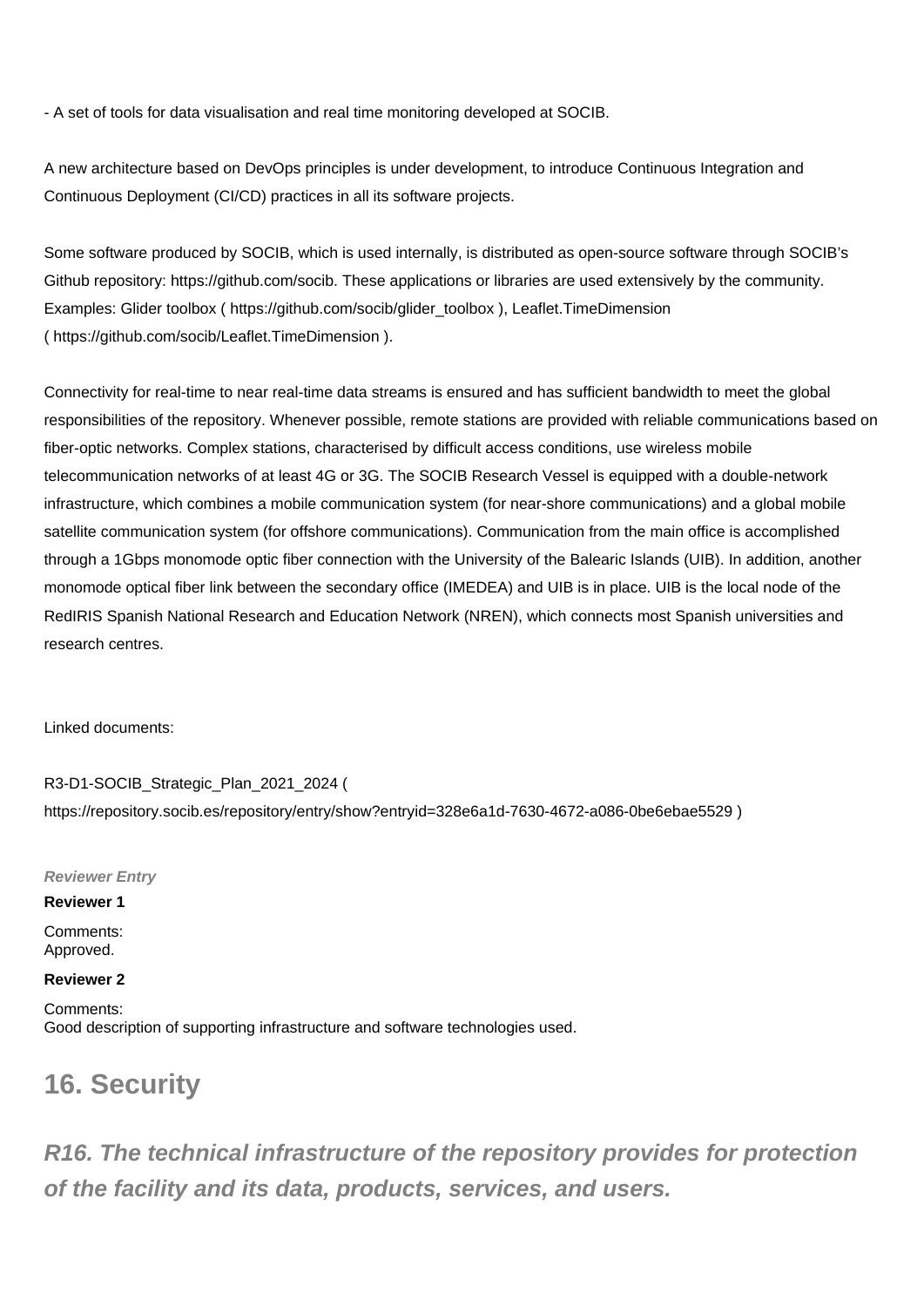- A set of tools for data visualisation and real time monitoring developed at SOCIB.

A new architecture based on DevOps principles is under development, to introduce Continuous Integration and Continuous Deployment (CI/CD) practices in all its software projects.

Some software produced by SOCIB, which is used internally, is distributed as open-source software through SOCIB's Github repository: https://github.com/socib. These applications or libraries are used extensively by the community. Examples: Glider toolbox ( https://github.com/socib/glider_toolbox ), Leaflet.TimeDimension ( https://github.com/socib/Leaflet.TimeDimension ).

Connectivity for real-time to near real-time data streams is ensured and has sufficient bandwidth to meet the global responsibilities of the repository. Whenever possible, remote stations are provided with reliable communications based on fiber-optic networks. Complex stations, characterised by difficult access conditions, use wireless mobile telecommunication networks of at least 4G or 3G. The SOCIB Research Vessel is equipped with a double-network infrastructure, which combines a mobile communication system (for near-shore communications) and a global mobile satellite communication system (for offshore communications). Communication from the main office is accomplished through a 1Gbps monomode optic fiber connection with the University of the Balearic Islands (UIB). In addition, another monomode optical fiber link between the secondary office (IMEDEA) and UIB is in place. UIB is the local node of the RedIRIS Spanish National Research and Education Network (NREN), which connects most Spanish universities and research centres.

Linked documents:

R3-D1-SOCIB_Strategic_Plan_2021_2024 ( https://repository.socib.es/repository/entry/show?entryid=328e6a1d-7630-4672-a086-0be6ebae5529 )

***Reviewer Entry***

**Reviewer 1**

Comments:
Approved.

**Reviewer 2**

Comments:
Good description of supporting infrastructure and software technologies used.

## 16. Security

### *R16. The technical infrastructure of the repository provides for protection of the facility and its data, products, services, and users.*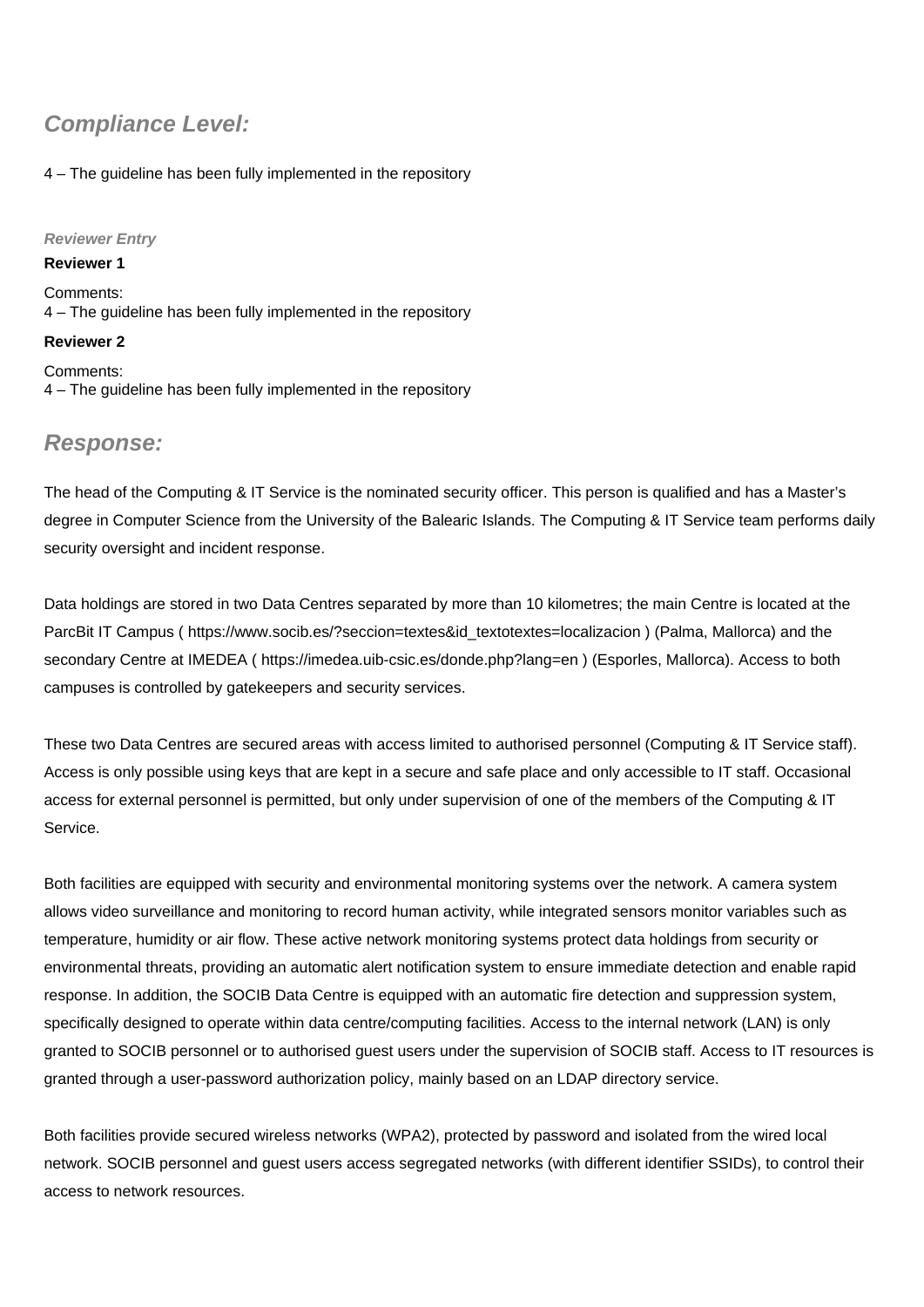## Compliance Level:

4 – The guideline has been fully implemented in the repository

#### Reviewer Entry

**Reviewer 1**

Comments:
4 – The guideline has been fully implemented in the repository

**Reviewer 2**

Comments:
4 – The guideline has been fully implemented in the repository

## Response:

The head of the Computing & IT Service is the nominated security officer. This person is qualified and has a Master's degree in Computer Science from the University of the Balearic Islands. The Computing & IT Service team performs daily security oversight and incident response.

Data holdings are stored in two Data Centres separated by more than 10 kilometres; the main Centre is located at the ParcBit IT Campus ( https://www.socib.es/?seccion=textes&id_textotextes=localizacion ) (Palma, Mallorca) and the secondary Centre at IMEDEA ( https://imedea.uib-csic.es/donde.php?lang=en ) (Esporles, Mallorca). Access to both campuses is controlled by gatekeepers and security services.

These two Data Centres are secured areas with access limited to authorised personnel (Computing & IT Service staff). Access is only possible using keys that are kept in a secure and safe place and only accessible to IT staff. Occasional access for external personnel is permitted, but only under supervision of one of the members of the Computing & IT Service.

Both facilities are equipped with security and environmental monitoring systems over the network. A camera system allows video surveillance and monitoring to record human activity, while integrated sensors monitor variables such as temperature, humidity or air flow. These active network monitoring systems protect data holdings from security or environmental threats, providing an automatic alert notification system to ensure immediate detection and enable rapid response. In addition, the SOCIB Data Centre is equipped with an automatic fire detection and suppression system, specifically designed to operate within data centre/computing facilities. Access to the internal network (LAN) is only granted to SOCIB personnel or to authorised guest users under the supervision of SOCIB staff. Access to IT resources is granted through a user-password authorization policy, mainly based on an LDAP directory service.

Both facilities provide secured wireless networks (WPA2), protected by password and isolated from the wired local network. SOCIB personnel and guest users access segregated networks (with different identifier SSIDs), to control their access to network resources.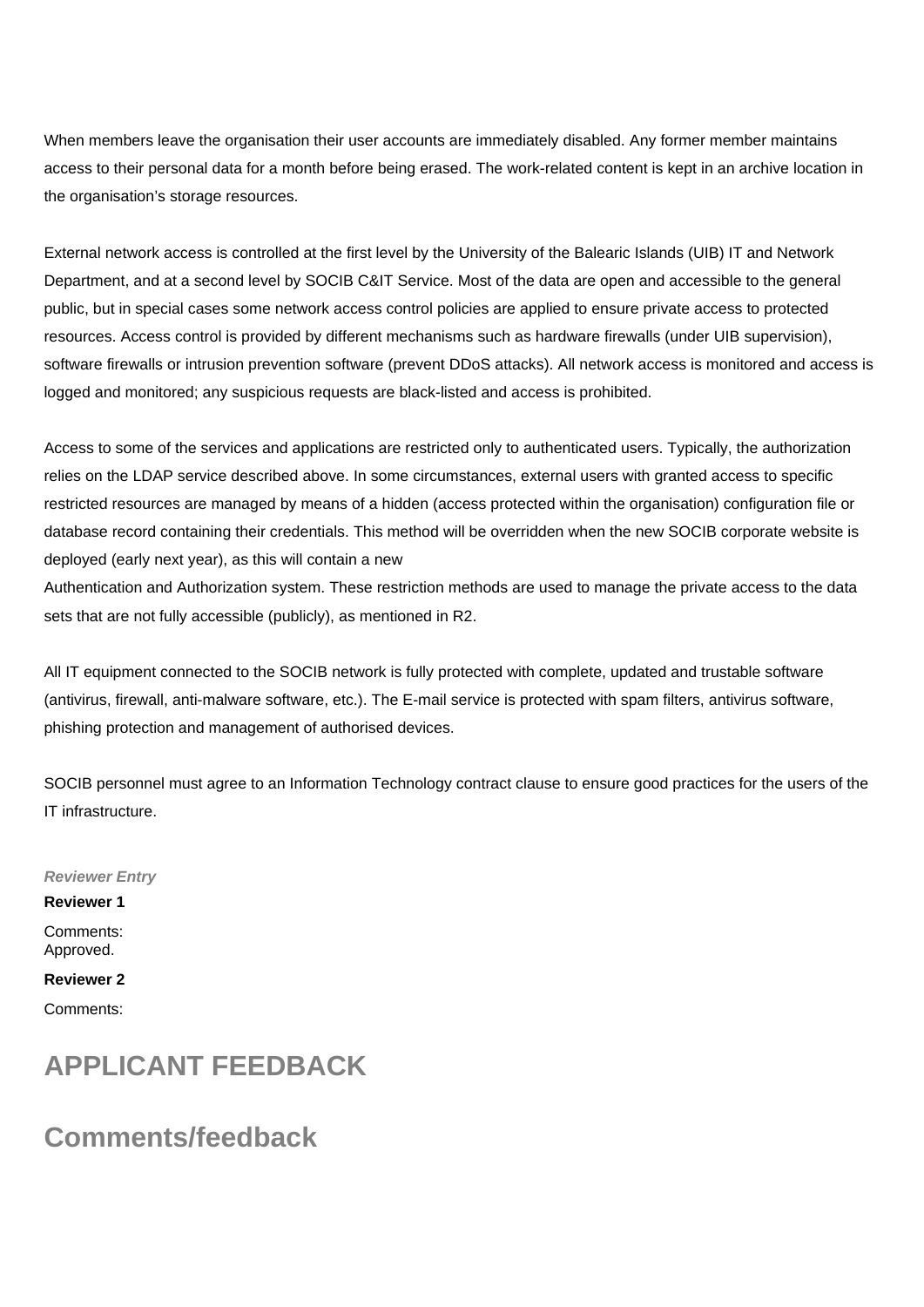When members leave the organisation their user accounts are immediately disabled. Any former member maintains access to their personal data for a month before being erased. The work-related content is kept in an archive location in the organisation's storage resources.

External network access is controlled at the first level by the University of the Balearic Islands (UIB) IT and Network Department, and at a second level by SOCIB C&IT Service. Most of the data are open and accessible to the general public, but in special cases some network access control policies are applied to ensure private access to protected resources. Access control is provided by different mechanisms such as hardware firewalls (under UIB supervision), software firewalls or intrusion prevention software (prevent DDoS attacks). All network access is monitored and access is logged and monitored; any suspicious requests are black-listed and access is prohibited.

Access to some of the services and applications are restricted only to authenticated users. Typically, the authorization relies on the LDAP service described above. In some circumstances, external users with granted access to specific restricted resources are managed by means of a hidden (access protected within the organisation) configuration file or database record containing their credentials. This method will be overridden when the new SOCIB corporate website is deployed (early next year), as this will contain a new
Authentication and Authorization system. These restriction methods are used to manage the private access to the data sets that are not fully accessible (publicly), as mentioned in R2.

All IT equipment connected to the SOCIB network is fully protected with complete, updated and trustable software (antivirus, firewall, anti-malware software, etc.). The E-mail service is protected with spam filters, antivirus software, phishing protection and management of authorised devices.

SOCIB personnel must agree to an Information Technology contract clause to ensure good practices for the users of the IT infrastructure.

***Reviewer Entry***

**Reviewer 1**

Comments:
Approved.

**Reviewer 2**

Comments:

# APPLICANT FEEDBACK

# Comments/feedback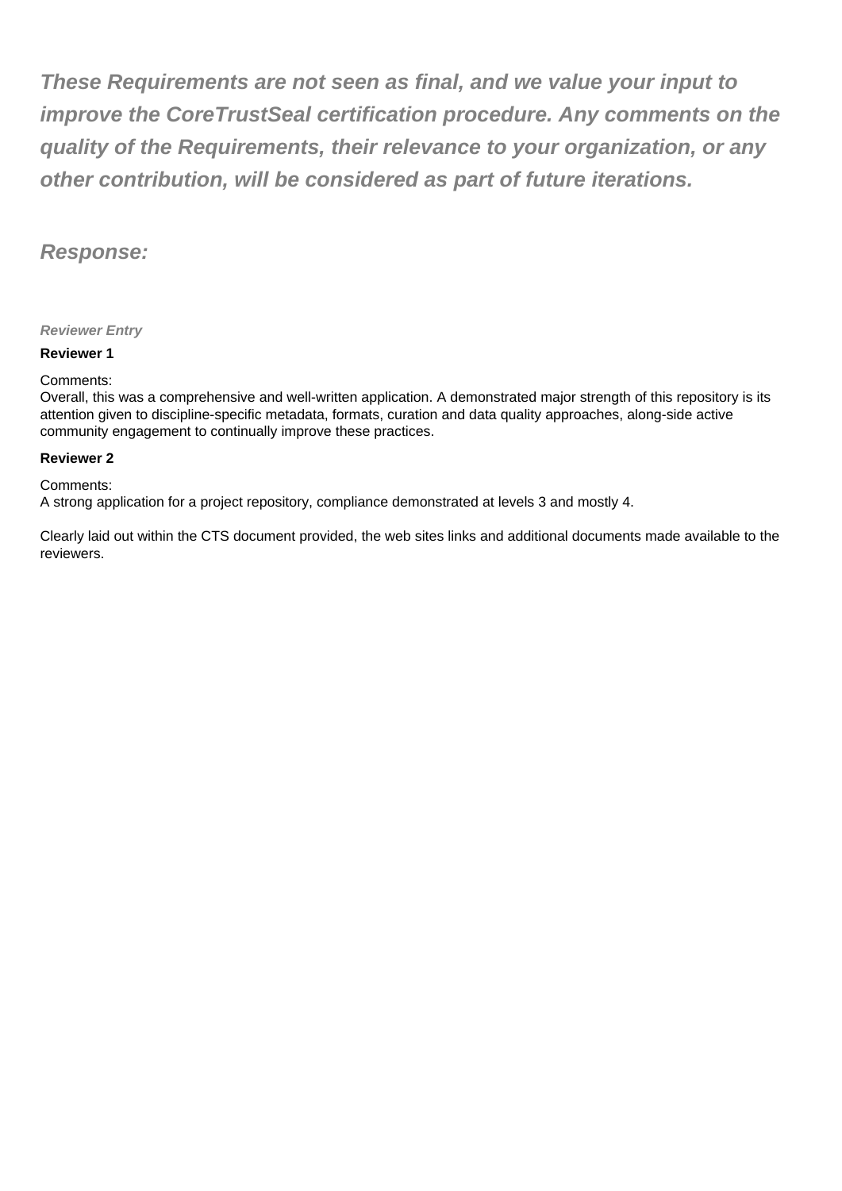***These Requirements are not seen as final, and we value your input to improve the CoreTrustSeal certification procedure. Any comments on the quality of the Requirements, their relevance to your organization, or any other contribution, will be considered as part of future iterations.***

***Response:***

***Reviewer Entry***

**Reviewer 1**

Comments:
Overall, this was a comprehensive and well-written application. A demonstrated major strength of this repository is its attention given to discipline-specific metadata, formats, curation and data quality approaches, along-side active community engagement to continually improve these practices.

**Reviewer 2**

Comments:
A strong application for a project repository, compliance demonstrated at levels 3 and mostly 4.

Clearly laid out within the CTS document provided, the web sites links and additional documents made available to the reviewers.